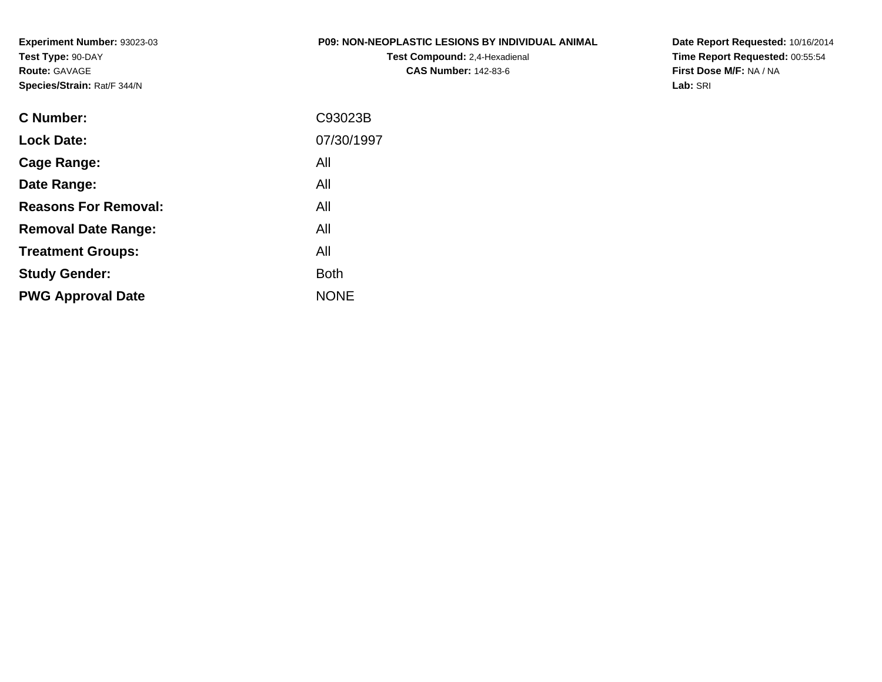**Experiment Number:** 93023-03
**Test Type:** 90-DAY
**Route:** GAVAGE
**Species/Strain:** Rat/F 344/N

**P09: NON-NEOPLASTIC LESIONS BY INDIVIDUAL ANIMAL**
**Test Compound:** 2,4-Hexadienal
**CAS Number:** 142-83-6

**Date Report Requested:** 10/16/2014
**Time Report Requested:** 00:55:54
**First Dose M/F:** NA / NA
**Lab:** SRI

| | |
|---|---|
| **C Number:** | C93023B |
| **Lock Date:** | 07/30/1997 |
| **Cage Range:** | All |
| **Date Range:** | All |
| **Reasons For Removal:** | All |
| **Removal Date Range:** | All |
| **Treatment Groups:** | All |
| **Study Gender:** | Both |
| **PWG Approval Date** | NONE |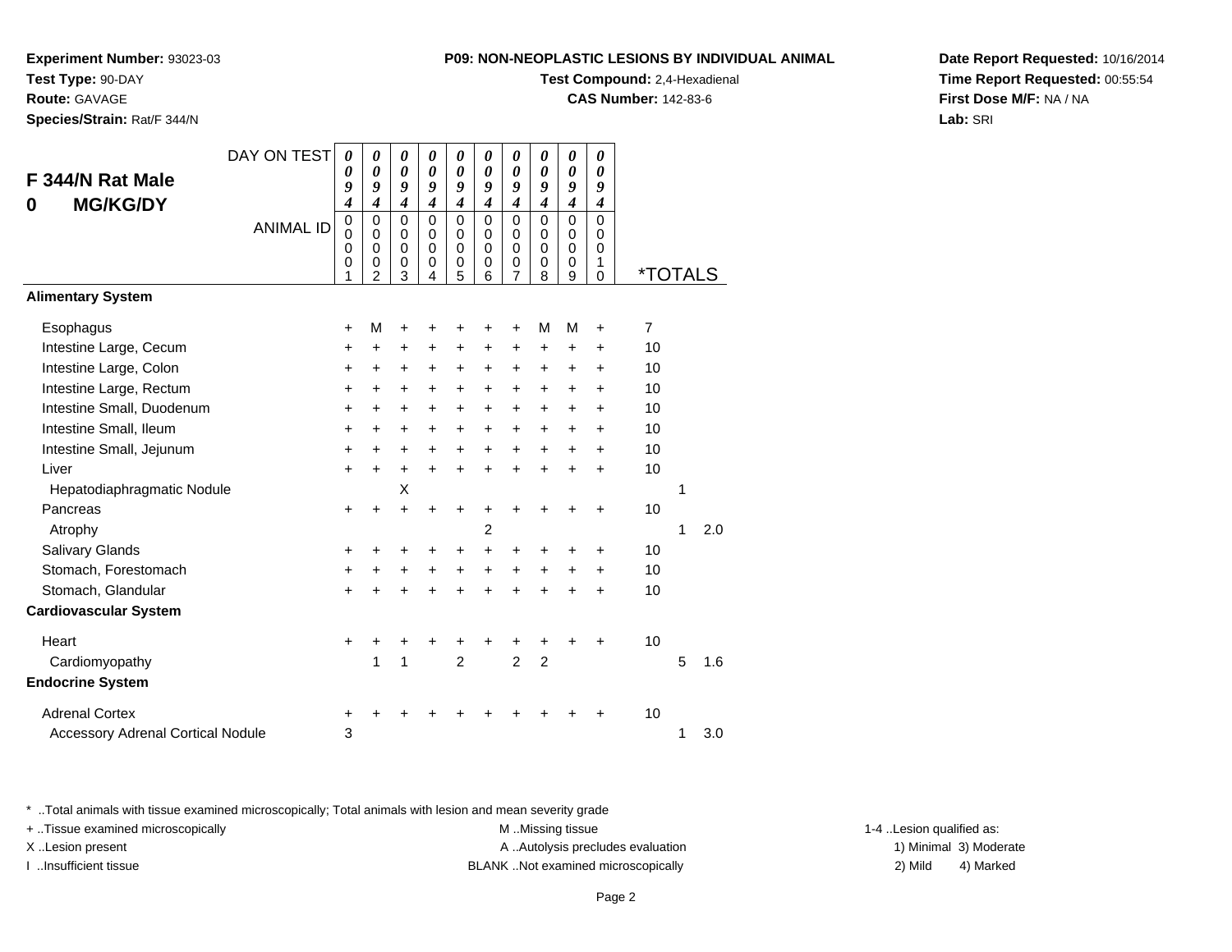**Experiment Number:** 93023-03
**Test Type:** 90-DAY
**Route:** GAVAGE
**Species/Strain:** Rat/F 344/N

**P09: NON-NEOPLASTIC LESIONS BY INDIVIDUAL ANIMAL**
**Test Compound:** 2,4-Hexadienal
**CAS Number:** 142-83-6

**Date Report Requested:** 10/16/2014
**Time Report Requested:** 00:55:54
**First Dose M/F:** NA / NA
**Lab:** SRI

## F 344/N Rat Male
## 0 MG/KG/DY

| DAY ON TEST | 0094 | 0094 | 0094 | 0094 | 0094 | 0094 | 0094 | 0094 | 0094 | 0094 | *TOTALS | | |
|---|---|---|---|---|---|---|---|---|---|---|---|---|---|
| ANIMAL ID | 00001 | 00002 | 00003 | 00004 | 00005 | 00006 | 00007 | 00008 | 00009 | 00010 | | | |
| **Alimentary System** | | | | | | | | | | | | | |
| Esophagus | + | M | + | + | + | + | + | M | M | + | 7 | | |
| Intestine Large, Cecum | + | + | + | + | + | + | + | + | + | + | 10 | | |
| Intestine Large, Colon | + | + | + | + | + | + | + | + | + | + | 10 | | |
| Intestine Large, Rectum | + | + | + | + | + | + | + | + | + | + | 10 | | |
| Intestine Small, Duodenum | + | + | + | + | + | + | + | + | + | + | 10 | | |
| Intestine Small, Ileum | + | + | + | + | + | + | + | + | + | + | 10 | | |
| Intestine Small, Jejunum | + | + | + | + | + | + | + | + | + | + | 10 | | |
| Liver | + | + | + | + | + | + | + | + | + | + | 10 | | |
| Hepatodiaphragmatic Nodule | | | X | | | | | | | | | 1 | |
| Pancreas | + | + | + | + | + | + | + | + | + | + | 10 | | |
| Atrophy | | | | | | 2 | | | | | | 1 | 2.0 |
| Salivary Glands | + | + | + | + | + | + | + | + | + | + | 10 | | |
| Stomach, Forestomach | + | + | + | + | + | + | + | + | + | + | 10 | | |
| Stomach, Glandular | + | + | + | + | + | + | + | + | + | + | 10 | | |
| **Cardiovascular System** | | | | | | | | | | | | | |
| Heart | + | + | + | + | + | + | + | + | + | + | 10 | | |
| Cardiomyopathy | | 1 | 1 | | 2 | | 2 | 2 | | | | 5 | 1.6 |
| **Endocrine System** | | | | | | | | | | | | | |
| Adrenal Cortex | + | + | + | + | + | + | + | + | + | + | 10 | | |
| Accessory Adrenal Cortical Nodule | 3 | | | | | | | | | | | 1 | 3.0 |

\* ..Total animals with tissue examined microscopically; Total animals with lesion and mean severity grade
+ ..Tissue examined microscopically
X ..Lesion present
I ..Insufficient tissue
M ..Missing tissue
A ..Autolysis precludes evaluation
BLANK ..Not examined microscopically
1-4 ..Lesion qualified as:
1) Minimal 3) Moderate
2) Mild 4) Marked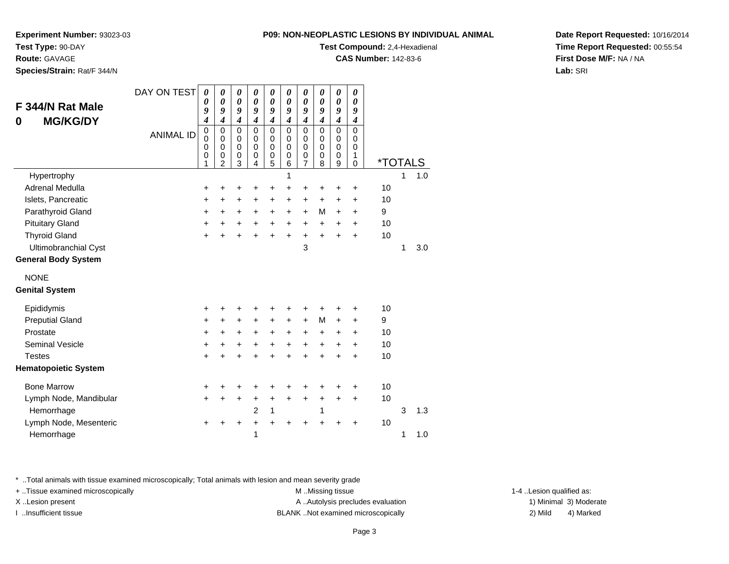**Experiment Number:** 93023-03
**Test Type:** 90-DAY
**Route:** GAVAGE
**Species/Strain:** Rat/F 344/N

**P09: NON-NEOPLASTIC LESIONS BY INDIVIDUAL ANIMAL**
**Test Compound:** 2,4-Hexadienal
**CAS Number:** 142-83-6

**Date Report Requested:** 10/16/2014
**Time Report Requested:** 00:55:54
**First Dose M/F:** NA / NA
**Lab:** SRI

## F 344/N Rat Male
## 0 MG/KG/DY

| DAY ON TEST | 0094 | 0094 | 0094 | 0094 | 0094 | 0094 | 0094 | 0094 | 0094 | 0094 | | | |
|---|---|---|---|---|---|---|---|---|---|---|---|---|---|
| ANIMAL ID | 00001 | 00002 | 00003 | 00004 | 00005 | 00006 | 00007 | 00008 | 00009 | 00010 | *TOTALS | | |
| Hypertrophy | | | | | | 1 | | | | | | 1 | 1.0 |
| Adrenal Medulla | + | + | + | + | + | + | + | + | + | + | 10 | | |
| Islets, Pancreatic | + | + | + | + | + | + | + | + | + | + | 10 | | |
| Parathyroid Gland | + | + | + | + | + | + | + | M | + | + | 9 | | |
| Pituitary Gland | + | + | + | + | + | + | + | + | + | + | 10 | | |
| Thyroid Gland | + | + | + | + | + | + | + | + | + | + | 10 | | |
| Ultimobranchial Cyst | | | | | | | 3 | | | | | 1 | 3.0 |
| **General Body System** | | | | | | | | | | | | | |
| NONE | | | | | | | | | | | | | |
| **Genital System** | | | | | | | | | | | | | |
| Epididymis | + | + | + | + | + | + | + | + | + | + | 10 | | |
| Preputial Gland | + | + | + | + | + | + | + | M | + | + | 9 | | |
| Prostate | + | + | + | + | + | + | + | + | + | + | 10 | | |
| Seminal Vesicle | + | + | + | + | + | + | + | + | + | + | 10 | | |
| Testes | + | + | + | + | + | + | + | + | + | + | 10 | | |
| **Hematopoietic System** | | | | | | | | | | | | | |
| Bone Marrow | + | + | + | + | + | + | + | + | + | + | 10 | | |
| Lymph Node, Mandibular | + | + | + | + | + | + | + | + | + | + | 10 | | |
| Hemorrhage | | | | 2 | 1 | | | 1 | | | | 3 | 1.3 |
| Lymph Node, Mesenteric | + | + | + | + | + | + | + | + | + | + | 10 | | |
| Hemorrhage | | | | 1 | | | | | | | | 1 | 1.0 |

* ..Total animals with tissue examined microscopically; Total animals with lesion and mean severity grade
+ ..Tissue examined microscopically
X ..Lesion present
I ..Insufficient tissue
M ..Missing tissue
A ..Autolysis precludes evaluation
BLANK ..Not examined microscopically
1-4 ..Lesion qualified as:
1) Minimal 2) Mild 3) Moderate 4) Marked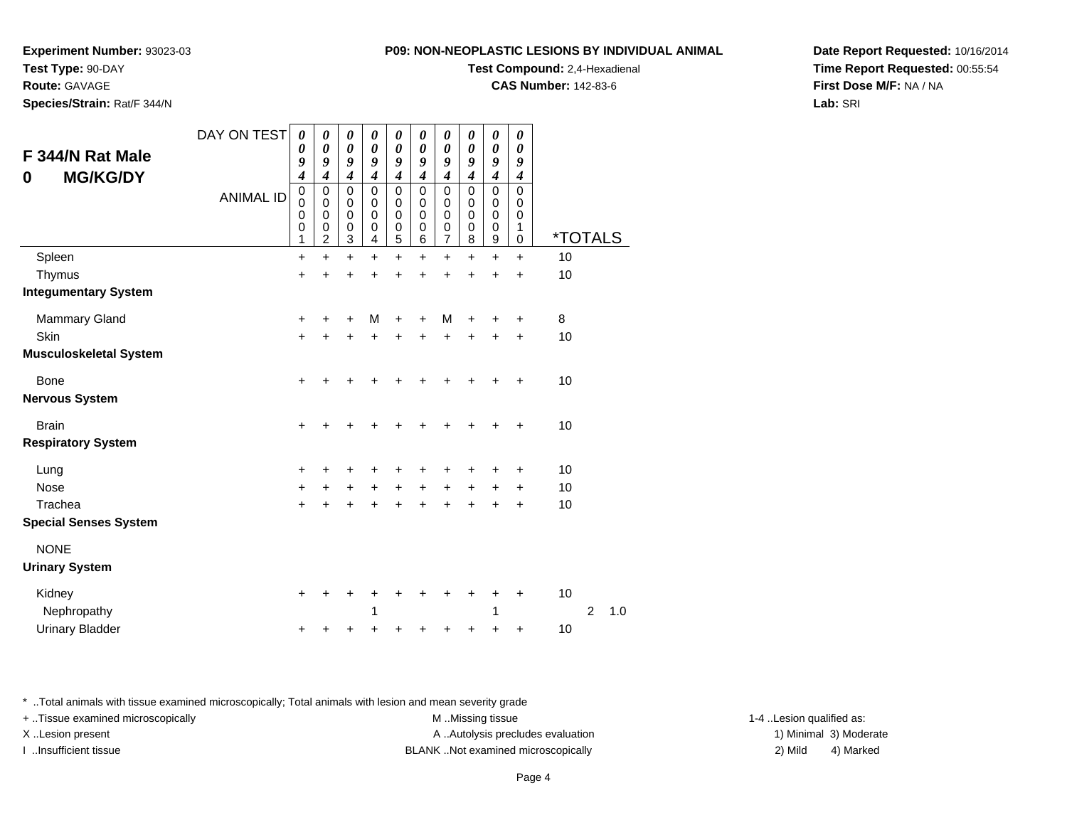**Experiment Number:** 93023-03
**Test Type:** 90-DAY
**Route:** GAVAGE
**Species/Strain:** Rat/F 344/N

**P09: NON-NEOPLASTIC LESIONS BY INDIVIDUAL ANIMAL**
**Test Compound:** 2,4-Hexadienal
**CAS Number:** 142-83-6

**Date Report Requested:** 10/16/2014
**Time Report Requested:** 00:55:54
**First Dose M/F:** NA / NA
**Lab:** SRI

## F 344/N Rat Male
## 0 MG/KG/DY

| DAY ON TEST | 0094 | 0094 | 0094 | 0094 | 0094 | 0094 | 0094 | 0094 | 0094 | 0094 | | | |
|---|---|---|---|---|---|---|---|---|---|---|---|---|---|
| ANIMAL ID | 00001 | 00002 | 00003 | 00004 | 00005 | 00006 | 00007 | 00008 | 00009 | 00010 | *TOTALS | | |
| Spleen | + | + | + | + | + | + | + | + | + | + | 10 | | |
| Thymus | + | + | + | + | + | + | + | + | + | + | 10 | | |
| **Integumentary System** | | | | | | | | | | | | | |
| Mammary Gland | + | + | + | M | + | + | M | + | + | + | 8 | | |
| Skin | + | + | + | + | + | + | + | + | + | + | 10 | | |
| **Musculoskeletal System** | | | | | | | | | | | | | |
| Bone | + | + | + | + | + | + | + | + | + | + | 10 | | |
| **Nervous System** | | | | | | | | | | | | | |
| Brain | + | + | + | + | + | + | + | + | + | + | 10 | | |
| **Respiratory System** | | | | | | | | | | | | | |
| Lung | + | + | + | + | + | + | + | + | + | + | 10 | | |
| Nose | + | + | + | + | + | + | + | + | + | + | 10 | | |
| Trachea | + | + | + | + | + | + | + | + | + | + | 10 | | |
| **Special Senses System** | | | | | | | | | | | | | |
| NONE | | | | | | | | | | | | | |
| **Urinary System** | | | | | | | | | | | | | |
| Kidney | + | + | + | + | + | + | + | + | + | + | 10 | | |
| Nephropathy | | | | 1 | | | | | 1 | | | 2 | 1.0 |
| Urinary Bladder | + | + | + | + | + | + | + | + | + | + | 10 | | |

* ..Total animals with tissue examined microscopically; Total animals with lesion and mean severity grade
+ ..Tissue examined microscopically
X ..Lesion present
I ..Insufficient tissue

M ..Missing tissue
A ..Autolysis precludes evaluation
BLANK ..Not examined microscopically

1-4 ..Lesion qualified as:
1) Minimal 3) Moderate
2) Mild 4) Marked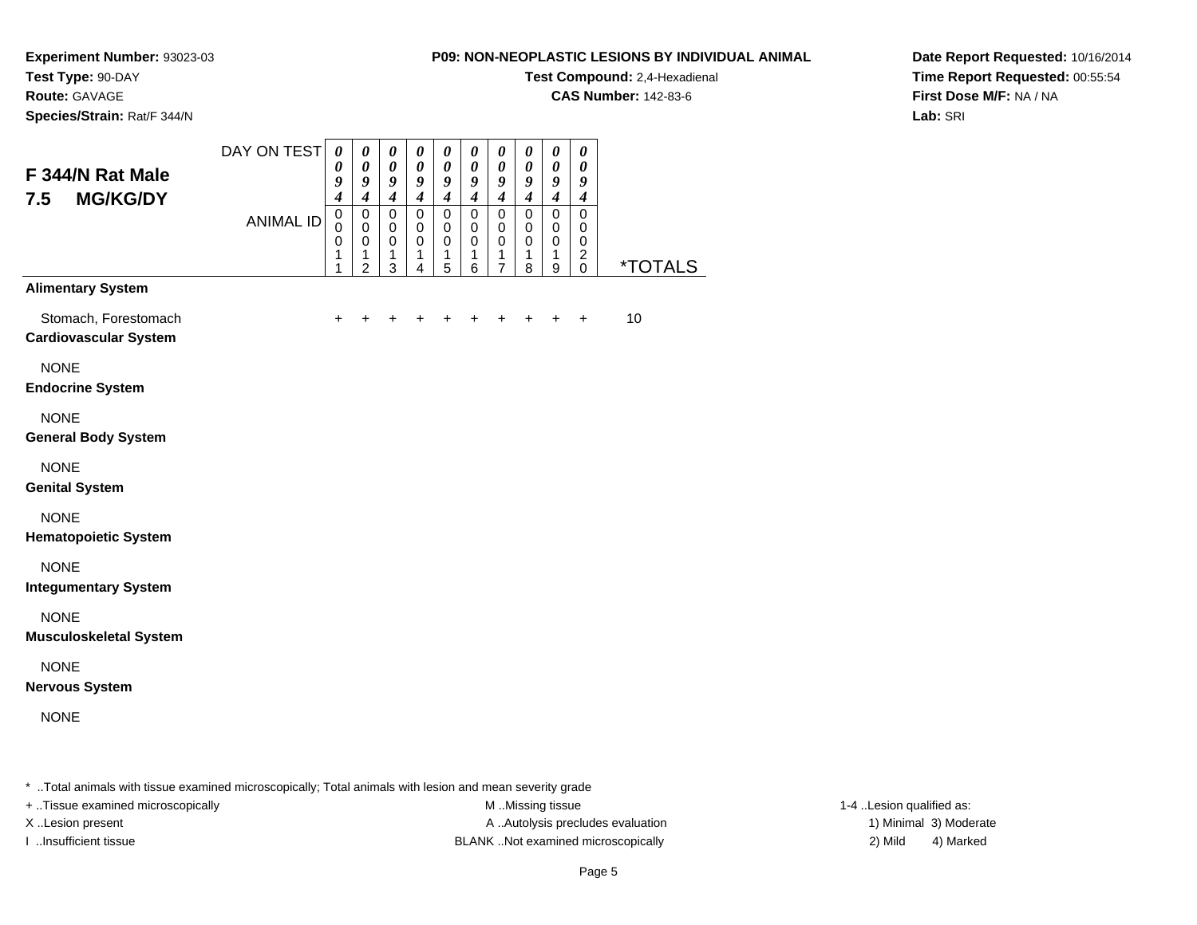**Experiment Number:** 93023-03
**Test Type:** 90-DAY
**Route:** GAVAGE
**Species/Strain:** Rat/F 344/N

**P09: NON-NEOPLASTIC LESIONS BY INDIVIDUAL ANIMAL**
**Test Compound:** 2,4-Hexadienal
**CAS Number:** 142-83-6

**Date Report Requested:** 10/16/2014
**Time Report Requested:** 00:55:54
**First Dose M/F:** NA / NA
**Lab:** SRI

## F 344/N Rat Male 7.5 MG/KG/DY

| DAY ON TEST | 0094 | 0094 | 0094 | 0094 | 0094 | 0094 | 0094 | 0094 | 0094 | 0094 | |
|---|---|---|---|---|---|---|---|---|---|---|---|
| ANIMAL ID | 00011 | 00012 | 00013 | 00014 | 00015 | 00016 | 00017 | 00018 | 00019 | 00020 | *TOTALS |
| **Alimentary System** | | | | | | | | | | | |
| Stomach, Forestomach | + | + | + | + | + | + | + | + | + | + | 10 |
| **Cardiovascular System** | | | | | | | | | | | |
| NONE | | | | | | | | | | | |
| **Endocrine System** | | | | | | | | | | | |
| NONE | | | | | | | | | | | |
| **General Body System** | | | | | | | | | | | |
| NONE | | | | | | | | | | | |
| **Genital System** | | | | | | | | | | | |
| NONE | | | | | | | | | | | |
| **Hematopoietic System** | | | | | | | | | | | |
| NONE | | | | | | | | | | | |
| **Integumentary System** | | | | | | | | | | | |
| NONE | | | | | | | | | | | |
| **Musculoskeletal System** | | | | | | | | | | | |
| NONE | | | | | | | | | | | |
| **Nervous System** | | | | | | | | | | | |
| NONE | | | | | | | | | | | |

* ..Total animals with tissue examined microscopically; Total animals with lesion and mean severity grade
+ ..Tissue examined microscopically
X ..Lesion present
I ..Insufficient tissue
M ..Missing tissue
A ..Autolysis precludes evaluation
BLANK ..Not examined microscopically
1-4 ..Lesion qualified as:
1) Minimal 3) Moderate
2) Mild 4) Marked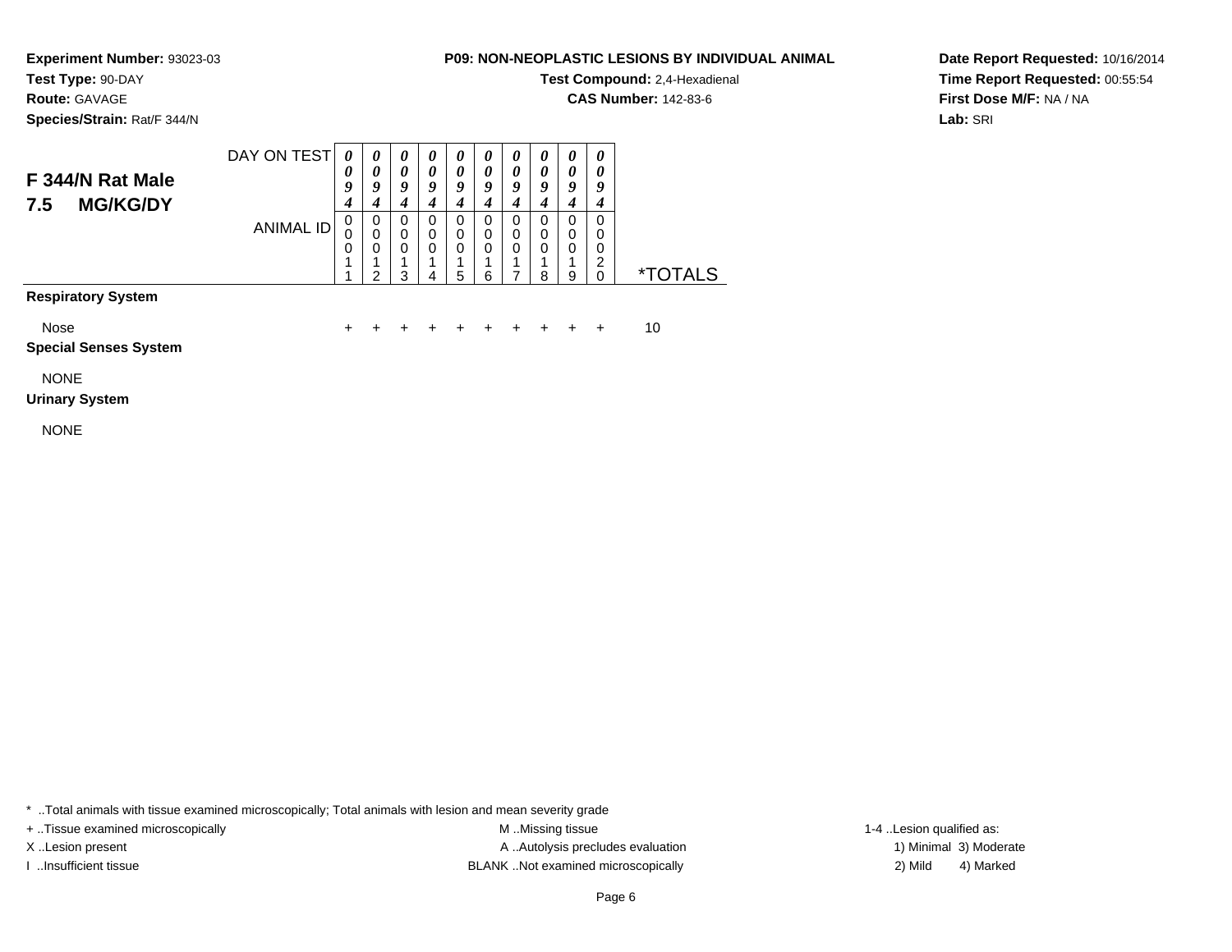**Experiment Number:** 93023-03
**Test Type:** 90-DAY
**Route:** GAVAGE
**Species/Strain:** Rat/F 344/N

**P09: NON-NEOPLASTIC LESIONS BY INDIVIDUAL ANIMAL**
**Test Compound:** 2,4-Hexadienal
**CAS Number:** 142-83-6

**Date Report Requested:** 10/16/2014
**Time Report Requested:** 00:55:54
**First Dose M/F:** NA / NA
**Lab:** SRI

## F 344/N Rat Male 7.5 MG/KG/DY

| DAY ON TEST | 0094 | 0094 | 0094 | 0094 | 0094 | 0094 | 0094 | 0094 | 0094 | 0094 | |
|---|---|---|---|---|---|---|---|---|---|---|---|
| ANIMAL ID | 00011 | 00012 | 00013 | 00014 | 00015 | 00016 | 00017 | 00018 | 00019 | 00020 | *TOTALS |
| **Respiratory System** | | | | | | | | | | | |
| Nose | + | + | + | + | + | + | + | + | + | + | 10 |
| **Special Senses System** | | | | | | | | | | | |
| NONE | | | | | | | | | | | |
| **Urinary System** | | | | | | | | | | | |
| NONE | | | | | | | | | | | |

* ..Total animals with tissue examined microscopically; Total animals with lesion and mean severity grade
+ ..Tissue examined microscopically
X ..Lesion present
I ..Insufficient tissue
M ..Missing tissue
A ..Autolysis precludes evaluation
BLANK ..Not examined microscopically
1-4 ..Lesion qualified as:
1) Minimal 3) Moderate
2) Mild 4) Marked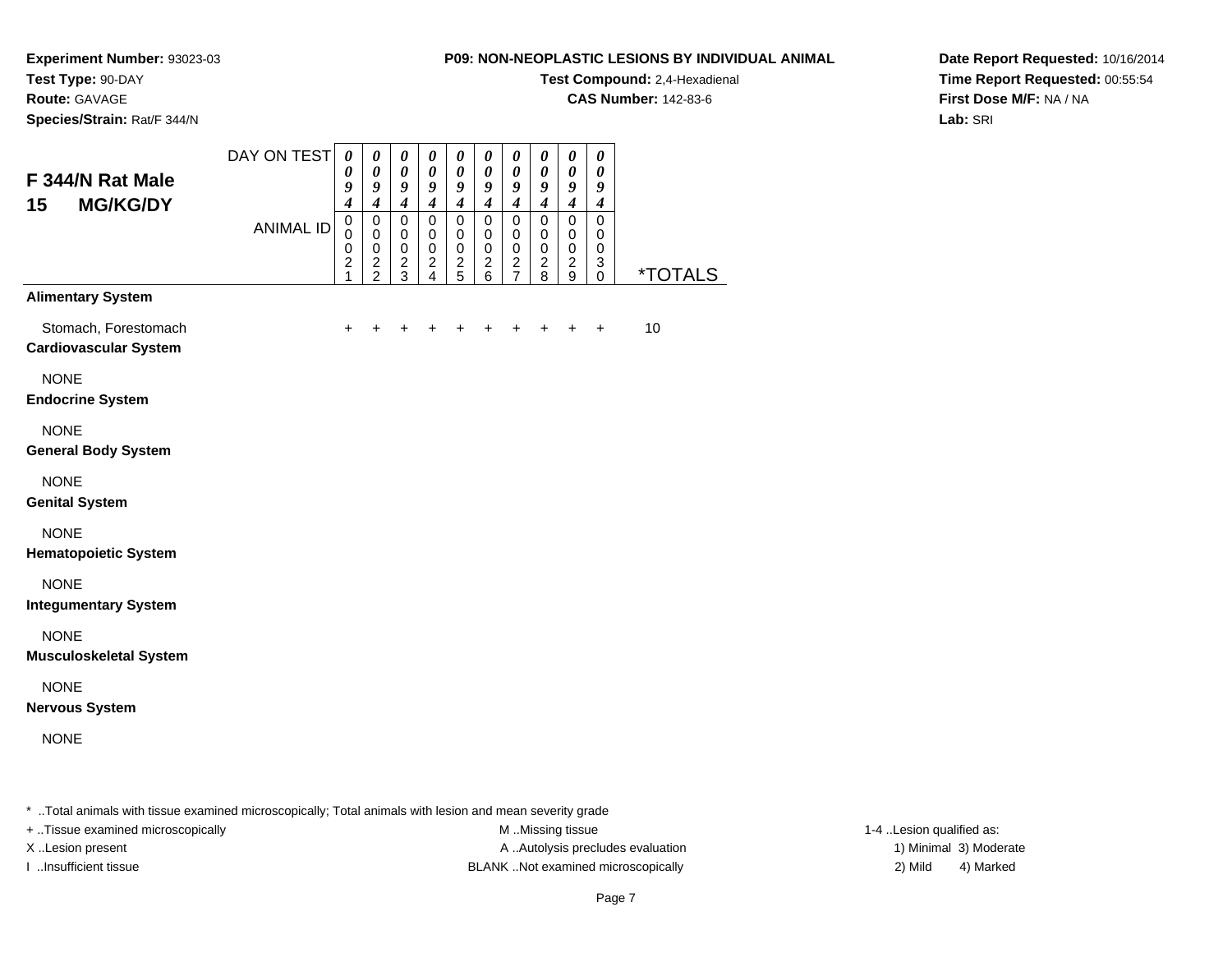**Experiment Number:** 93023-03
**Test Type:** 90-DAY
**Route:** GAVAGE
**Species/Strain:** Rat/F 344/N

**P09: NON-NEOPLASTIC LESIONS BY INDIVIDUAL ANIMAL**
**Test Compound:** 2,4-Hexadienal
**CAS Number:** 142-83-6

**Date Report Requested:** 10/16/2014
**Time Report Requested:** 00:55:54
**First Dose M/F:** NA / NA
**Lab:** SRI

## F 344/N Rat Male
## 15 MG/KG/DY

| DAY ON TEST | 0094 | 0094 | 0094 | 0094 | 0094 | 0094 | 0094 | 0094 | 0094 | 0094 | |
|---|---|---|---|---|---|---|---|---|---|---|---|
| ANIMAL ID | 00021 | 00022 | 00023 | 00024 | 00025 | 00026 | 00027 | 00028 | 00029 | 00030 | *TOTALS |
| **Alimentary System** | | | | | | | | | | | |
| Stomach, Forestomach | + | + | + | + | + | + | + | + | + | + | 10 |
| **Cardiovascular System** | | | | | | | | | | | |
| NONE | | | | | | | | | | | |
| **Endocrine System** | | | | | | | | | | | |
| NONE | | | | | | | | | | | |
| **General Body System** | | | | | | | | | | | |
| NONE | | | | | | | | | | | |
| **Genital System** | | | | | | | | | | | |
| NONE | | | | | | | | | | | |
| **Hematopoietic System** | | | | | | | | | | | |
| NONE | | | | | | | | | | | |
| **Integumentary System** | | | | | | | | | | | |
| NONE | | | | | | | | | | | |
| **Musculoskeletal System** | | | | | | | | | | | |
| NONE | | | | | | | | | | | |
| **Nervous System** | | | | | | | | | | | |
| NONE | | | | | | | | | | | |

* ..Total animals with tissue examined microscopically; Total animals with lesion and mean severity grade
+ ..Tissue examined microscopically
X ..Lesion present
I ..Insufficient tissue
M ..Missing tissue
A ..Autolysis precludes evaluation
BLANK ..Not examined microscopically
1-4 ..Lesion qualified as:
1) Minimal 3) Moderate
2) Mild 4) Marked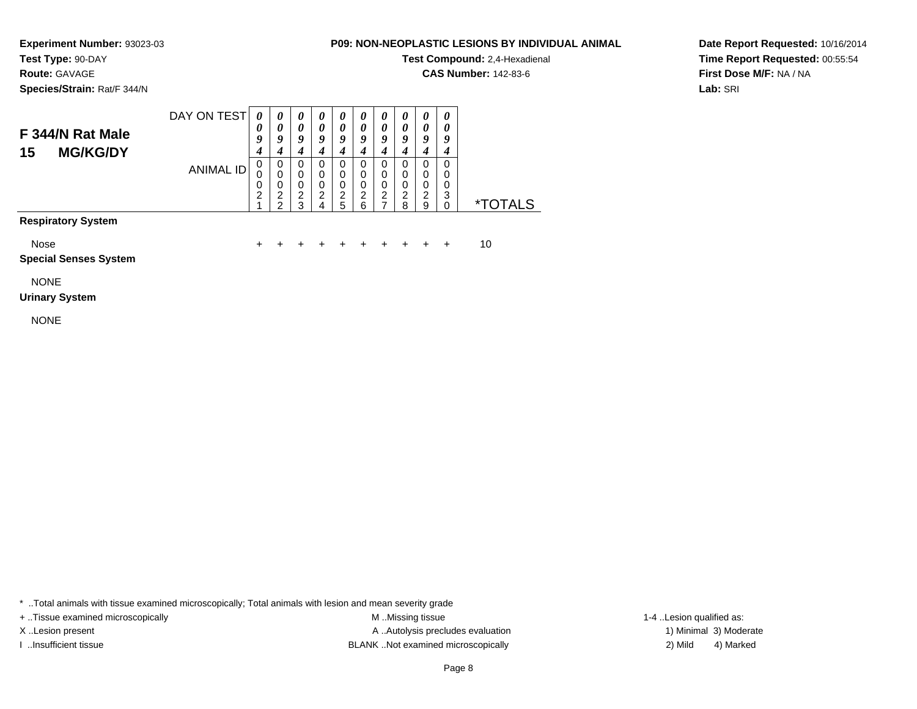**Experiment Number:** 93023-03
**Test Type:** 90-DAY
**Route:** GAVAGE
**Species/Strain:** Rat/F 344/N

**P09: NON-NEOPLASTIC LESIONS BY INDIVIDUAL ANIMAL**
**Test Compound:** 2,4-Hexadienal
**CAS Number:** 142-83-6

**Date Report Requested:** 10/16/2014
**Time Report Requested:** 00:55:54
**First Dose M/F:** NA / NA
**Lab:** SRI

## F 344/N Rat Male
## 15 MG/KG/DY

| | | | | | | | | | | | |
|---|---|---|---|---|---|---|---|---|---|---|---|
| DAY ON TEST | 0094 | 0094 | 0094 | 0094 | 0094 | 0094 | 0094 | 0094 | 0094 | 0094 | |
| ANIMAL ID | 00021 | 00022 | 00023 | 00024 | 00025 | 00026 | 00027 | 00028 | 00029 | 00030 | *TOTALS |
| **Respiratory System** | | | | | | | | | | | |
| Nose | + | + | + | + | + | + | + | + | + | + | 10 |
| **Special Senses System** | | | | | | | | | | | |
| NONE | | | | | | | | | | | |
| **Urinary System** | | | | | | | | | | | |
| NONE | | | | | | | | | | | |

* ..Total animals with tissue examined microscopically; Total animals with lesion and mean severity grade
+ ..Tissue examined microscopically
X ..Lesion present
I ..Insufficient tissue
M ..Missing tissue
A ..Autolysis precludes evaluation
BLANK ..Not examined microscopically
1-4 ..Lesion qualified as:
1) Minimal 2) Mild 3) Moderate 4) Marked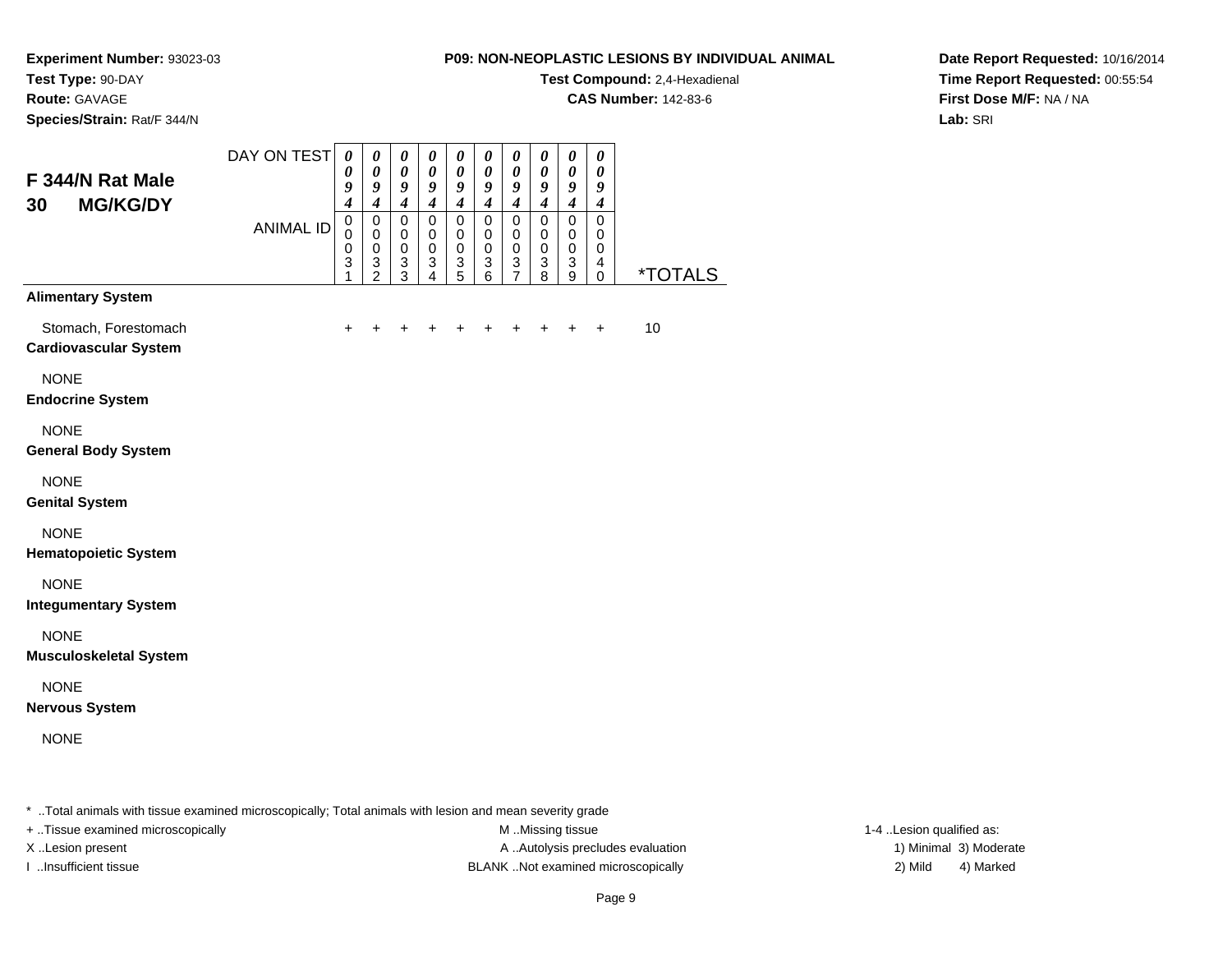**Experiment Number:** 93023-03
**Test Type:** 90-DAY
**Route:** GAVAGE
**Species/Strain:** Rat/F 344/N

**P09: NON-NEOPLASTIC LESIONS BY INDIVIDUAL ANIMAL**
**Test Compound:** 2,4-Hexadienal
**CAS Number:** 142-83-6

**Date Report Requested:** 10/16/2014
**Time Report Requested:** 00:55:54
**First Dose M/F:** NA / NA
**Lab:** SRI

## F 344/N Rat Male 30 MG/KG/DY

| | | | | | | | | | | | |
|---|---|---|---|---|---|---|---|---|---|---|---|
| DAY ON TEST | 0094 | 0094 | 0094 | 0094 | 0094 | 0094 | 0094 | 0094 | 0094 | 0094 | |
| ANIMAL ID | 00031 | 00032 | 00033 | 00034 | 00035 | 00036 | 00037 | 00038 | 00039 | 00040 | *TOTALS |
| **Alimentary System** | | | | | | | | | | | |
| Stomach, Forestomach | + | + | + | + | + | + | + | + | + | + | 10 |
| **Cardiovascular System** | | | | | | | | | | | |
| NONE | | | | | | | | | | | |
| **Endocrine System** | | | | | | | | | | | |
| NONE | | | | | | | | | | | |
| **General Body System** | | | | | | | | | | | |
| NONE | | | | | | | | | | | |
| **Genital System** | | | | | | | | | | | |
| NONE | | | | | | | | | | | |
| **Hematopoietic System** | | | | | | | | | | | |
| NONE | | | | | | | | | | | |
| **Integumentary System** | | | | | | | | | | | |
| NONE | | | | | | | | | | | |
| **Musculoskeletal System** | | | | | | | | | | | |
| NONE | | | | | | | | | | | |
| **Nervous System** | | | | | | | | | | | |
| NONE | | | | | | | | | | | |

* ..Total animals with tissue examined microscopically; Total animals with lesion and mean severity grade

+ ..Tissue examined microscopically
X ..Lesion present
I ..Insufficient tissue

M ..Missing tissue
A ..Autolysis precludes evaluation
BLANK ..Not examined microscopically

1-4 ..Lesion qualified as:
1) Minimal 3) Moderate
2) Mild 4) Marked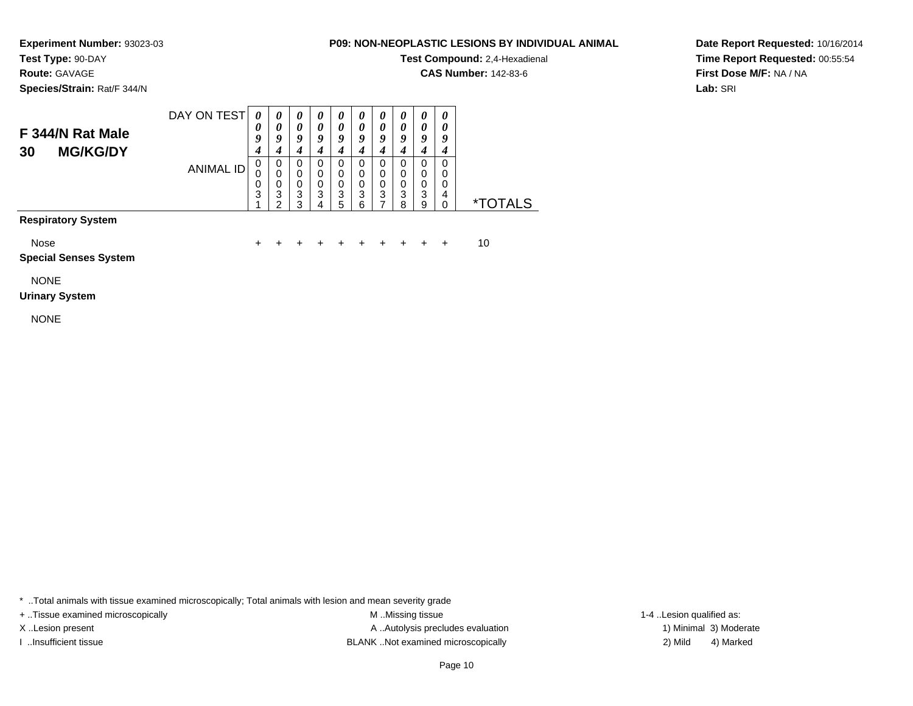**Experiment Number:** 93023-03
**Test Type:** 90-DAY
**Route:** GAVAGE
**Species/Strain:** Rat/F 344/N

**P09: NON-NEOPLASTIC LESIONS BY INDIVIDUAL ANIMAL**
**Test Compound:** 2,4-Hexadienal
**CAS Number:** 142-83-6

**Date Report Requested:** 10/16/2014
**Time Report Requested:** 00:55:54
**First Dose M/F:** NA / NA
**Lab:** SRI

## F 344/N Rat Male
## 30 MG/KG/DY

| DAY ON TEST | 0094 | 0094 | 0094 | 0094 | 0094 | 0094 | 0094 | 0094 | 0094 | 0094 | |
|---|---|---|---|---|---|---|---|---|---|---|---|
| ANIMAL ID | 00031 | 00032 | 00033 | 00034 | 00035 | 00036 | 00037 | 00038 | 00039 | 00040 | *TOTALS |
| **Respiratory System** | | | | | | | | | | | |
| Nose | + | + | + | + | + | + | + | + | + | + | 10 |
| **Special Senses System** | | | | | | | | | | | |
| NONE | | | | | | | | | | | |
| **Urinary System** | | | | | | | | | | | |
| NONE | | | | | | | | | | | |

* ..Total animals with tissue examined microscopically; Total animals with lesion and mean severity grade
+ ..Tissue examined microscopically
X ..Lesion present
I ..Insufficient tissue
M ..Missing tissue
A ..Autolysis precludes evaluation
BLANK ..Not examined microscopically
1-4 ..Lesion qualified as:
1) Minimal 3) Moderate
2) Mild 4) Marked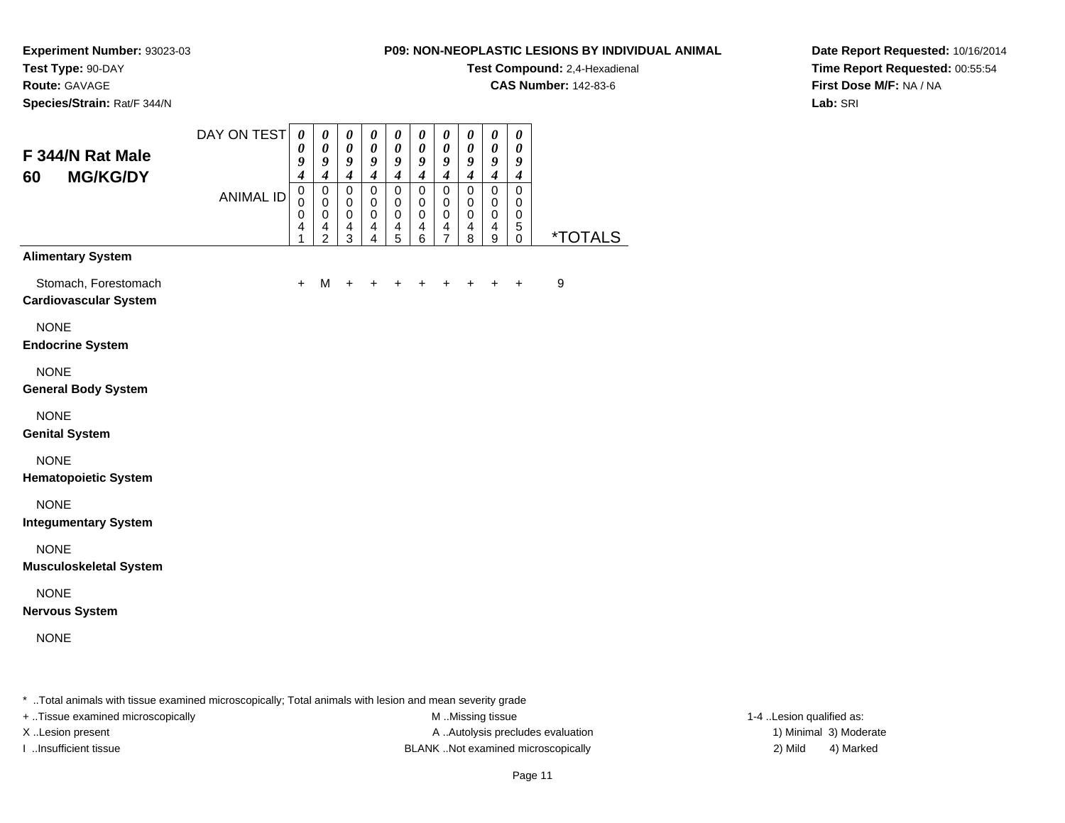**Experiment Number:** 93023-03
**Test Type:** 90-DAY
**Route:** GAVAGE
**Species/Strain:** Rat/F 344/N

**P09: NON-NEOPLASTIC LESIONS BY INDIVIDUAL ANIMAL**
**Test Compound:** 2,4-Hexadienal
**CAS Number:** 142-83-6

**Date Report Requested:** 10/16/2014
**Time Report Requested:** 00:55:54
**First Dose M/F:** NA / NA
**Lab:** SRI

## F 344/N Rat Male 60 MG/KG/DY

| DAY ON TEST | 0094 | 0094 | 0094 | 0094 | 0094 | 0094 | 0094 | 0094 | 0094 | 0094 | |
|---|---|---|---|---|---|---|---|---|---|---|---|
| **ANIMAL ID** | 00041 | 00042 | 00043 | 00044 | 00045 | 00046 | 00047 | 00048 | 00049 | 00050 | ***TOTALS** |
| **Alimentary System** | | | | | | | | | | | |
| Stomach, Forestomach | + | M | + | + | + | + | + | + | + | + | 9 |
| **Cardiovascular System** | | | | | | | | | | | |
| NONE | | | | | | | | | | | |
| **Endocrine System** | | | | | | | | | | | |
| NONE | | | | | | | | | | | |
| **General Body System** | | | | | | | | | | | |
| NONE | | | | | | | | | | | |
| **Genital System** | | | | | | | | | | | |
| NONE | | | | | | | | | | | |
| **Hematopoietic System** | | | | | | | | | | | |
| NONE | | | | | | | | | | | |
| **Integumentary System** | | | | | | | | | | | |
| NONE | | | | | | | | | | | |
| **Musculoskeletal System** | | | | | | | | | | | |
| NONE | | | | | | | | | | | |
| **Nervous System** | | | | | | | | | | | |
| NONE | | | | | | | | | | | |

* ..Total animals with tissue examined microscopically; Total animals with lesion and mean severity grade
+ ..Tissue examined microscopically
X ..Lesion present
I ..Insufficient tissue
M ..Missing tissue
A ..Autolysis precludes evaluation
BLANK ..Not examined microscopically
1-4 ..Lesion qualified as:
1) Minimal 3) Moderate
2) Mild 4) Marked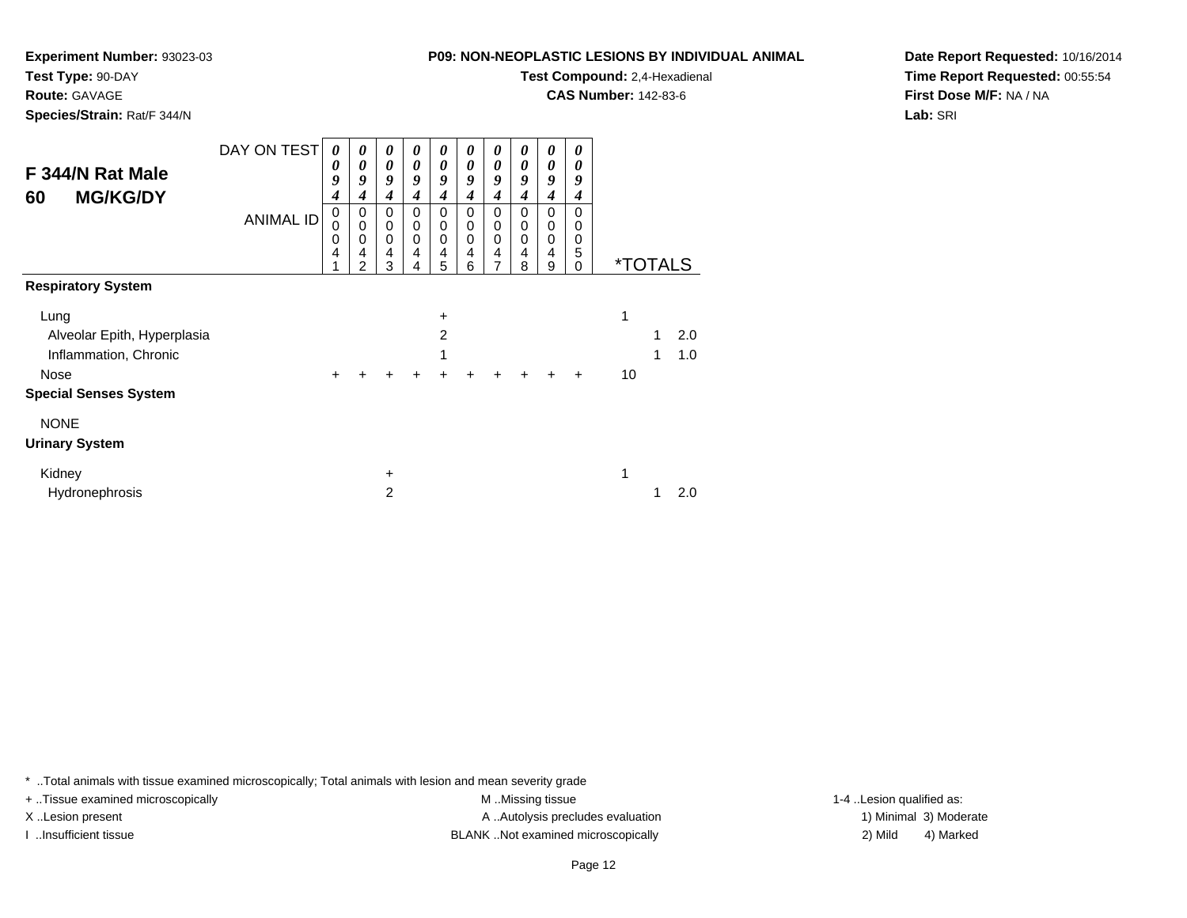**Experiment Number:** 93023-03
**Test Type:** 90-DAY
**Route:** GAVAGE
**Species/Strain:** Rat/F 344/N

**P09: NON-NEOPLASTIC LESIONS BY INDIVIDUAL ANIMAL**
**Test Compound:** 2,4-Hexadienal
**CAS Number:** 142-83-6

**Date Report Requested:** 10/16/2014
**Time Report Requested:** 00:55:54
**First Dose M/F:** NA / NA
**Lab:** SRI

## F 344/N Rat Male 60 MG/KG/DY

| DAY ON TEST | 0094 | 0094 | 0094 | 0094 | 0094 | 0094 | 0094 | 0094 | 0094 | 0094 | | | |
|---|---|---|---|---|---|---|---|---|---|---|---|---|---|
| ANIMAL ID | 00041 | 00042 | 00043 | 00044 | 00045 | 00046 | 00047 | 00048 | 00049 | 00050 | *TOTALS | | |
| **Respiratory System** | | | | | | | | | | | | | |
| Lung | | | | | + | | | | | | 1 | | |
| Alveolar Epith, Hyperplasia | | | | | 2 | | | | | | | 1 | 2.0 |
| Inflammation, Chronic | | | | | 1 | | | | | | | 1 | 1.0 |
| Nose | + | + | + | + | + | + | + | + | + | + | 10 | | |
| **Special Senses System** | | | | | | | | | | | | | |
| NONE | | | | | | | | | | | | | |
| **Urinary System** | | | | | | | | | | | | | |
| Kidney | | | + | | | | | | | | 1 | | |
| Hydronephrosis | | | 2 | | | | | | | | | 1 | 2.0 |

\* ..Total animals with tissue examined microscopically; Total animals with lesion and mean severity grade
+ ..Tissue examined microscopically
X ..Lesion present
I ..Insufficient tissue
M ..Missing tissue
A ..Autolysis precludes evaluation
BLANK ..Not examined microscopically
1-4 ..Lesion qualified as:
1) Minimal 3) Moderate
2) Mild 4) Marked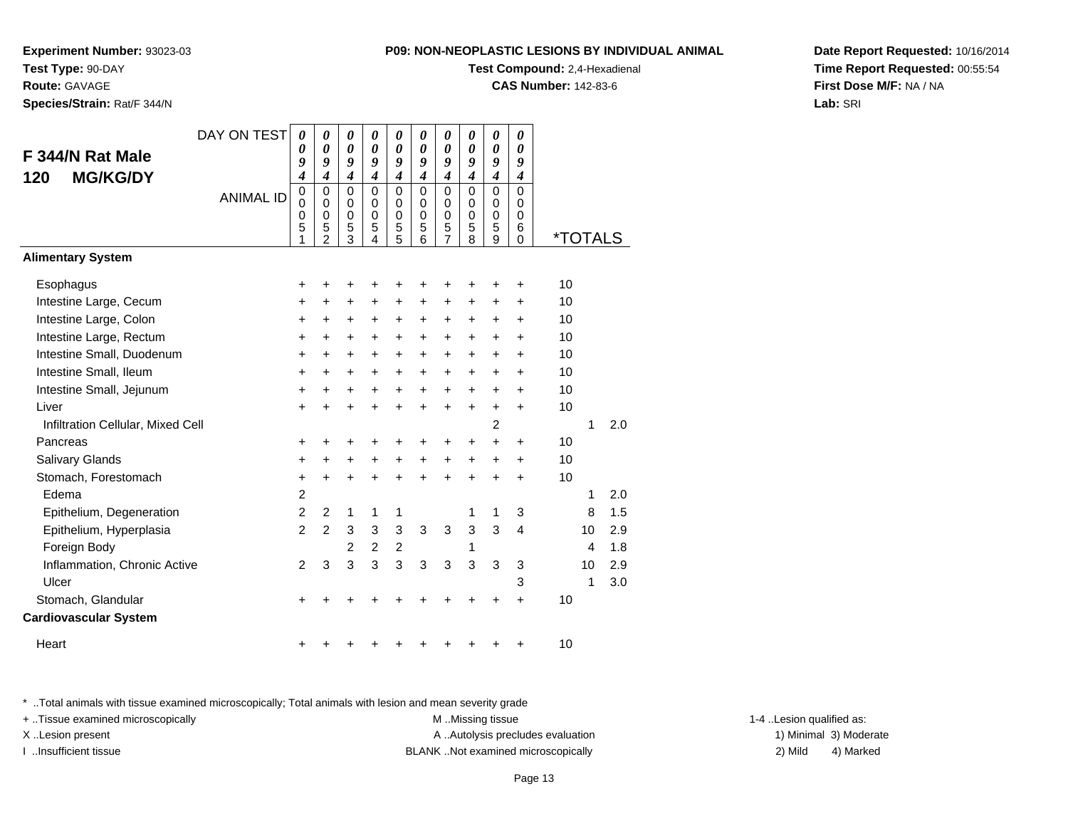**Experiment Number:** 93023-03
**Test Type:** 90-DAY
**Route:** GAVAGE
**Species/Strain:** Rat/F 344/N

**P09: NON-NEOPLASTIC LESIONS BY INDIVIDUAL ANIMAL**
**Test Compound:** 2,4-Hexadienal
**CAS Number:** 142-83-6

**Date Report Requested:** 10/16/2014
**Time Report Requested:** 00:55:54
**First Dose M/F:** NA / NA
**Lab:** SRI

## F 344/N Rat Male 120 MG/KG/DY

| DAY ON TEST | 0094 | 0094 | 0094 | 0094 | 0094 | 0094 | 0094 | 0094 | 0094 | 0094 | *TOTALS | | |
|---|---|---|---|---|---|---|---|---|---|---|---|---|---|
| ANIMAL ID | 00051 | 00052 | 00053 | 00054 | 00055 | 00056 | 00057 | 00058 | 00059 | 00060 | | | |
| **Alimentary System** | | | | | | | | | | | | | |
| Esophagus | + | + | + | + | + | + | + | + | + | + | 10 | | |
| Intestine Large, Cecum | + | + | + | + | + | + | + | + | + | + | 10 | | |
| Intestine Large, Colon | + | + | + | + | + | + | + | + | + | + | 10 | | |
| Intestine Large, Rectum | + | + | + | + | + | + | + | + | + | + | 10 | | |
| Intestine Small, Duodenum | + | + | + | + | + | + | + | + | + | + | 10 | | |
| Intestine Small, Ileum | + | + | + | + | + | + | + | + | + | + | 10 | | |
| Intestine Small, Jejunum | + | + | + | + | + | + | + | + | + | + | 10 | | |
| Liver | + | + | + | + | + | + | + | + | + | + | 10 | | |
| Infiltration Cellular, Mixed Cell | | | | | | | | | 2 | | | 1 | 2.0 |
| Pancreas | + | + | + | + | + | + | + | + | + | + | 10 | | |
| Salivary Glands | + | + | + | + | + | + | + | + | + | + | 10 | | |
| Stomach, Forestomach | + | + | + | + | + | + | + | + | + | + | 10 | | |
| Edema | 2 | | | | | | | | | | | 1 | 2.0 |
| Epithelium, Degeneration | 2 | 2 | 1 | 1 | 1 | | | 1 | 1 | 3 | | 8 | 1.5 |
| Epithelium, Hyperplasia | 2 | 2 | 3 | 3 | 3 | 3 | 3 | 3 | 3 | 4 | | 10 | 2.9 |
| Foreign Body | | | 2 | 2 | 2 | | | 1 | | | | 4 | 1.8 |
| Inflammation, Chronic Active | 2 | 3 | 3 | 3 | 3 | 3 | 3 | 3 | 3 | 3 | | 10 | 2.9 |
| Ulcer | | | | | | | | | | 3 | | 1 | 3.0 |
| Stomach, Glandular | + | + | + | + | + | + | + | + | + | + | 10 | | |
| **Cardiovascular System** | | | | | | | | | | | | | |
| Heart | + | + | + | + | + | + | + | + | + | + | 10 | | |

\* ..Total animals with tissue examined microscopically; Total animals with lesion and mean severity grade
+ ..Tissue examined microscopically
X ..Lesion present
I ..Insufficient tissue
M ..Missing tissue
A ..Autolysis precludes evaluation
BLANK ..Not examined microscopically
1-4 ..Lesion qualified as: 1) Minimal 2) Mild 3) Moderate 4) Marked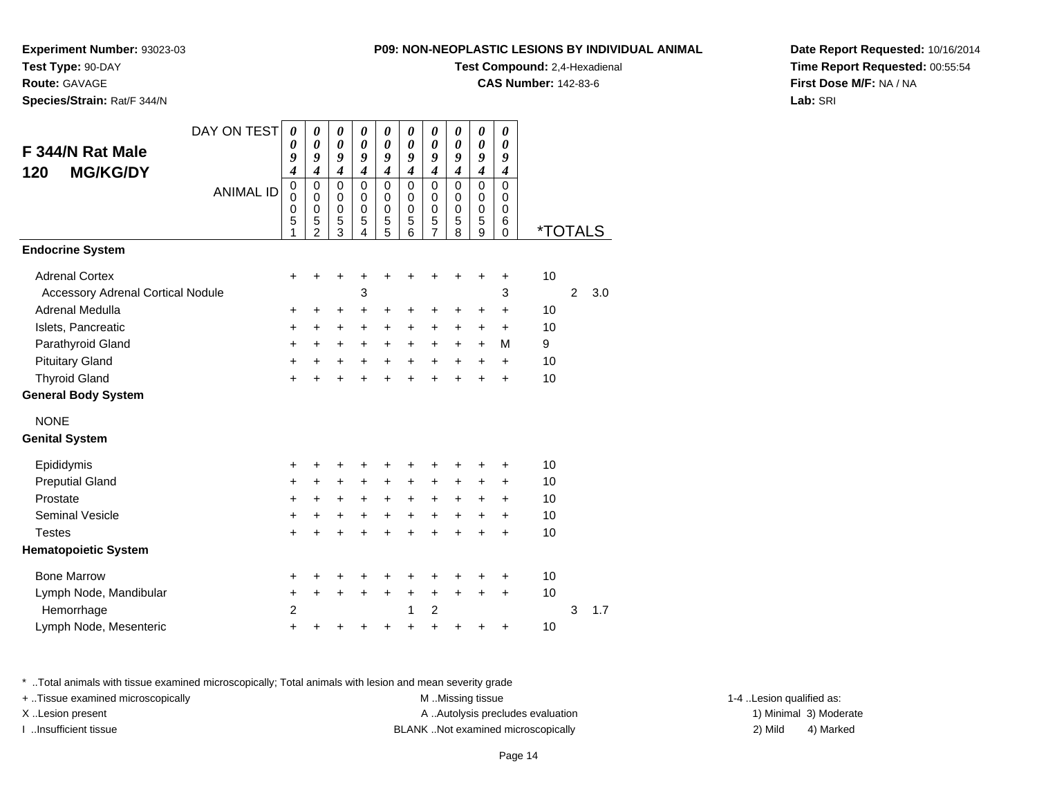**Experiment Number:** 93023-03
**Test Type:** 90-DAY
**Route:** GAVAGE
**Species/Strain:** Rat/F 344/N

**P09: NON-NEOPLASTIC LESIONS BY INDIVIDUAL ANIMAL**
**Test Compound:** 2,4-Hexadienal
**CAS Number:** 142-83-6

**Date Report Requested:** 10/16/2014
**Time Report Requested:** 00:55:54
**First Dose M/F:** NA / NA
**Lab:** SRI

## F 344/N Rat Male 120 MG/KG/DY

| DAY ON TEST | 0094 | 0094 | 0094 | 0094 | 0094 | 0094 | 0094 | 0094 | 0094 | 0094 | *TOTALS | | |
|---|---|---|---|---|---|---|---|---|---|---|---|---|---|
| ANIMAL ID | 00051 | 00052 | 00053 | 00054 | 00055 | 00056 | 00057 | 00058 | 00059 | 00060 | | | |
| **Endocrine System** | | | | | | | | | | | | | |
| Adrenal Cortex | + | + | + | + | + | + | + | + | + | + | 10 | | |
| Accessory Adrenal Cortical Nodule | | | | 3 | | | | | | 3 | | 2 | 3.0 |
| Adrenal Medulla | + | + | + | + | + | + | + | + | + | + | 10 | | |
| Islets, Pancreatic | + | + | + | + | + | + | + | + | + | + | 10 | | |
| Parathyroid Gland | + | + | + | + | + | + | + | + | + | M | 9 | | |
| Pituitary Gland | + | + | + | + | + | + | + | + | + | + | 10 | | |
| Thyroid Gland | + | + | + | + | + | + | + | + | + | + | 10 | | |
| **General Body System** | | | | | | | | | | | | | |
| NONE | | | | | | | | | | | | | |
| **Genital System** | | | | | | | | | | | | | |
| Epididymis | + | + | + | + | + | + | + | + | + | + | 10 | | |
| Preputial Gland | + | + | + | + | + | + | + | + | + | + | 10 | | |
| Prostate | + | + | + | + | + | + | + | + | + | + | 10 | | |
| Seminal Vesicle | + | + | + | + | + | + | + | + | + | + | 10 | | |
| Testes | + | + | + | + | + | + | + | + | + | + | 10 | | |
| **Hematopoietic System** | | | | | | | | | | | | | |
| Bone Marrow | + | + | + | + | + | + | + | + | + | + | 10 | | |
| Lymph Node, Mandibular | + | + | + | + | + | + | + | + | + | + | 10 | | |
| Hemorrhage | 2 | | | | | 1 | 2 | | | | | 3 | 1.7 |
| Lymph Node, Mesenteric | + | + | + | + | + | + | + | + | + | + | 10 | | |

* ..Total animals with tissue examined microscopically; Total animals with lesion and mean severity grade
+ ..Tissue examined microscopically
X ..Lesion present
I ..Insufficient tissue

M ..Missing tissue
A ..Autolysis precludes evaluation
BLANK ..Not examined microscopically

1-4 ..Lesion qualified as:
1) Minimal 3) Moderate
2) Mild 4) Marked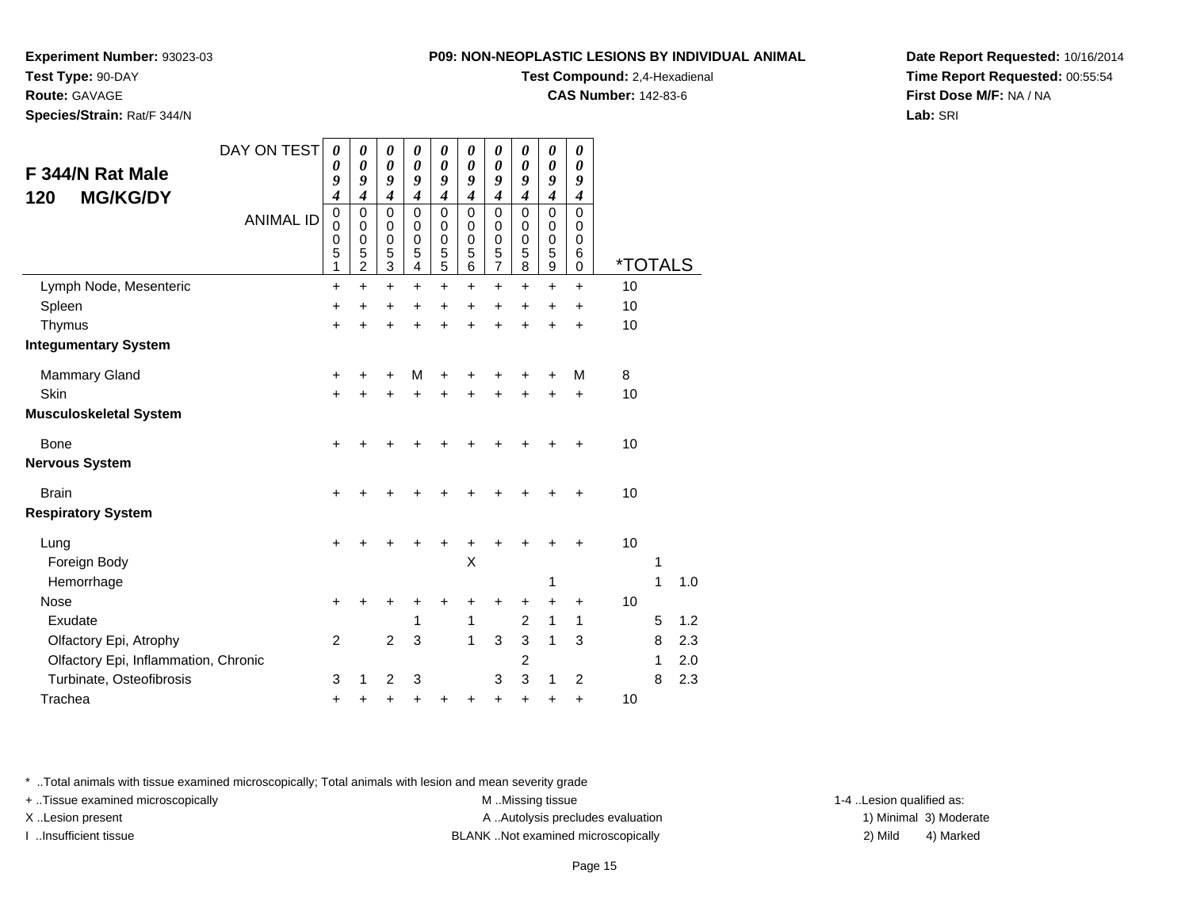**Experiment Number:** 93023-03
**Test Type:** 90-DAY
**Route:** GAVAGE
**Species/Strain:** Rat/F 344/N

**P09: NON-NEOPLASTIC LESIONS BY INDIVIDUAL ANIMAL**
**Test Compound:** 2,4-Hexadienal
**CAS Number:** 142-83-6

**Date Report Requested:** 10/16/2014
**Time Report Requested:** 00:55:54
**First Dose M/F:** NA / NA
**Lab:** SRI

## F 344/N Rat Male
## 120 MG/KG/DY

| DAY ON TEST | 0094 | 0094 | 0094 | 0094 | 0094 | 0094 | 0094 | 0094 | 0094 | 0094 | | | |
|---|---|---|---|---|---|---|---|---|---|---|---|---|---|
| ANIMAL ID | 00051 | 00052 | 00053 | 00054 | 00055 | 00056 | 00057 | 00058 | 00059 | 00060 | *TOTALS | | |
| Lymph Node, Mesenteric | + | + | + | + | + | + | + | + | + | + | 10 | | |
| Spleen | + | + | + | + | + | + | + | + | + | + | 10 | | |
| Thymus | + | + | + | + | + | + | + | + | + | + | 10 | | |
| **Integumentary System** | | | | | | | | | | | | | |
| Mammary Gland | + | + | + | M | + | + | + | + | + | M | 8 | | |
| Skin | + | + | + | + | + | + | + | + | + | + | 10 | | |
| **Musculoskeletal System** | | | | | | | | | | | | | |
| Bone | + | + | + | + | + | + | + | + | + | + | 10 | | |
| **Nervous System** | | | | | | | | | | | | | |
| Brain | + | + | + | + | + | + | + | + | + | + | 10 | | |
| **Respiratory System** | | | | | | | | | | | | | |
| Lung | + | + | + | + | + | + | + | + | + | + | 10 | | |
| Foreign Body | | | | | | X | | | | | | 1 | |
| Hemorrhage | | | | | | | | | 1 | | | 1 | 1.0 |
| Nose | + | + | + | + | + | + | + | + | + | + | 10 | | |
| Exudate | | | | 1 | | 1 | | 2 | 1 | 1 | | 5 | 1.2 |
| Olfactory Epi, Atrophy | 2 | | 2 | 3 | | 1 | 3 | 3 | 1 | 3 | | 8 | 2.3 |
| Olfactory Epi, Inflammation, Chronic | | | | | | | | 2 | | | | 1 | 2.0 |
| Turbinate, Osteofibrosis | 3 | 1 | 2 | 3 | | | 3 | 3 | 1 | 2 | | 8 | 2.3 |
| Trachea | + | + | + | + | + | + | + | + | + | + | 10 | | |

* ..Total animals with tissue examined microscopically; Total animals with lesion and mean severity grade
+ ..Tissue examined microscopically
X ..Lesion present
I ..Insufficient tissue
M ..Missing tissue
A ..Autolysis precludes evaluation
BLANK ..Not examined microscopically
1-4 ..Lesion qualified as:
1) Minimal 3) Moderate
2) Mild 4) Marked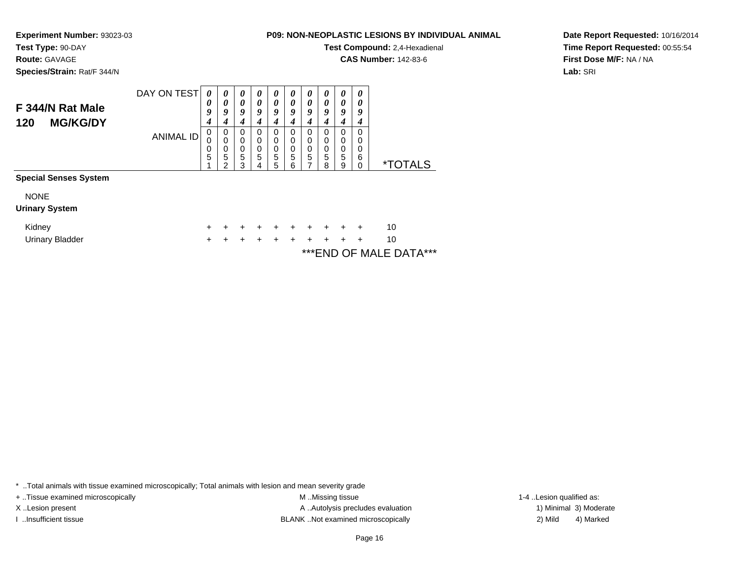**Experiment Number:** 93023-03
**Test Type:** 90-DAY
**Route:** GAVAGE
**Species/Strain:** Rat/F 344/N

**P09: NON-NEOPLASTIC LESIONS BY INDIVIDUAL ANIMAL**
**Test Compound:** 2,4-Hexadienal
**CAS Number:** 142-83-6

**Date Report Requested:** 10/16/2014
**Time Report Requested:** 00:55:54
**First Dose M/F:** NA / NA
**Lab:** SRI

## F 344/N Rat Male
## 120 MG/KG/DY

| DAY ON TEST | 0094 | 0094 | 0094 | 0094 | 0094 | 0094 | 0094 | 0094 | 0094 | 0094 | |
|---|---|---|---|---|---|---|---|---|---|---|---|
| ANIMAL ID | 00051 | 00052 | 00053 | 00054 | 00055 | 00056 | 00057 | 00058 | 00059 | 00060 | *TOTALS |
| **Special Senses System** | | | | | | | | | | | |
| NONE | | | | | | | | | | | |
| **Urinary System** | | | | | | | | | | | |
| Kidney | + | + | + | + | + | + | + | + | + | + | 10 |
| Urinary Bladder | + | + | + | + | + | + | + | + | + | + | 10 |

***END OF MALE DATA***

* ..Total animals with tissue examined microscopically; Total animals with lesion and mean severity grade
+ ..Tissue examined microscopically
X ..Lesion present
I ..Insufficient tissue
M ..Missing tissue
A ..Autolysis precludes evaluation
BLANK ..Not examined microscopically
1-4 ..Lesion qualified as:
1) Minimal 3) Moderate
2) Mild 4) Marked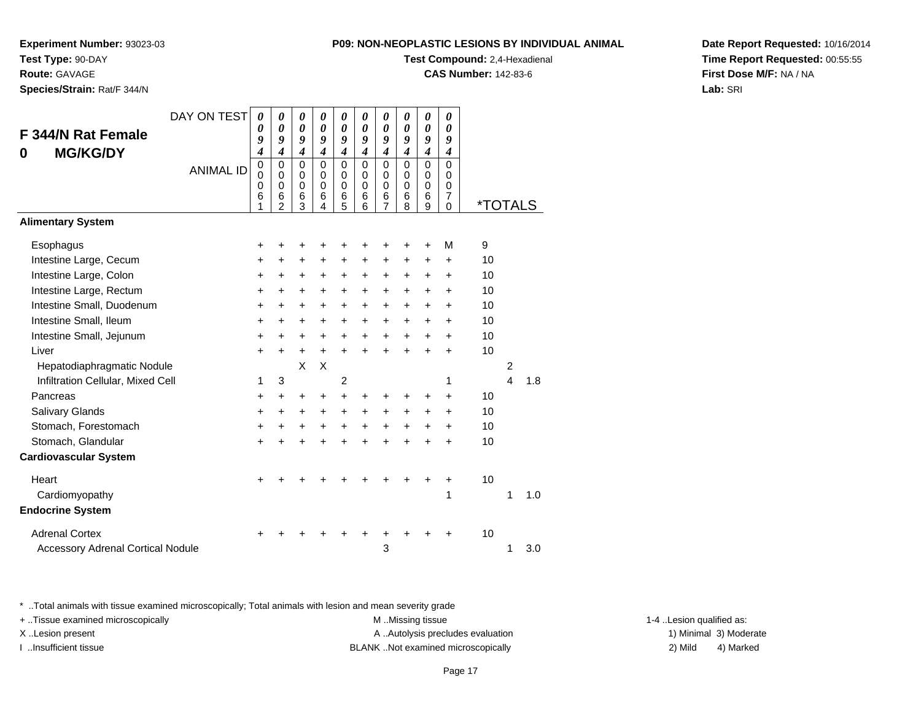**Experiment Number:** 93023-03
**Test Type:** 90-DAY
**Route:** GAVAGE
**Species/Strain:** Rat/F 344/N

**P09: NON-NEOPLASTIC LESIONS BY INDIVIDUAL ANIMAL**
**Test Compound:** 2,4-Hexadienal
**CAS Number:** 142-83-6

**Date Report Requested:** 10/16/2014
**Time Report Requested:** 00:55:55
**First Dose M/F:** NA / NA
**Lab:** SRI

## F 344/N Rat Female 0 MG/KG/DY

| DAY ON TEST | 0094 | 0094 | 0094 | 0094 | 0094 | 0094 | 0094 | 0094 | 0094 | 0094 | | | |
|---|---|---|---|---|---|---|---|---|---|---|---|---|---|
| ANIMAL ID | 00061 | 00062 | 00063 | 00064 | 00065 | 00066 | 00067 | 00068 | 00069 | 00070 | *TOTALS | | |
| **Alimentary System** | | | | | | | | | | | | | |
| Esophagus | + | + | + | + | + | + | + | + | + | M | 9 | | |
| Intestine Large, Cecum | + | + | + | + | + | + | + | + | + | + | 10 | | |
| Intestine Large, Colon | + | + | + | + | + | + | + | + | + | + | 10 | | |
| Intestine Large, Rectum | + | + | + | + | + | + | + | + | + | + | 10 | | |
| Intestine Small, Duodenum | + | + | + | + | + | + | + | + | + | + | 10 | | |
| Intestine Small, Ileum | + | + | + | + | + | + | + | + | + | + | 10 | | |
| Intestine Small, Jejunum | + | + | + | + | + | + | + | + | + | + | 10 | | |
| Liver | + | + | + | + | + | + | + | + | + | + | 10 | | |
| Hepatodiaphragmatic Nodule | | | X | X | | | | | | | | 2 | |
| Infiltration Cellular, Mixed Cell | 1 | 3 | | | 2 | | | | | 1 | | 4 | 1.8 |
| Pancreas | + | + | + | + | + | + | + | + | + | + | 10 | | |
| Salivary Glands | + | + | + | + | + | + | + | + | + | + | 10 | | |
| Stomach, Forestomach | + | + | + | + | + | + | + | + | + | + | 10 | | |
| Stomach, Glandular | + | + | + | + | + | + | + | + | + | + | 10 | | |
| **Cardiovascular System** | | | | | | | | | | | | | |
| Heart | + | + | + | + | + | + | + | + | + | + | 10 | | |
| Cardiomyopathy | | | | | | | | | | 1 | | 1 | 1.0 |
| **Endocrine System** | | | | | | | | | | | | | |
| Adrenal Cortex | + | + | + | + | + | + | + | + | + | + | 10 | | |
| Accessory Adrenal Cortical Nodule | | | | | | | 3 | | | | | 1 | 3.0 |

* ..Total animals with tissue examined microscopically; Total animals with lesion and mean severity grade
+ ..Tissue examined microscopically
X ..Lesion present
I ..Insufficient tissue
M ..Missing tissue
A ..Autolysis precludes evaluation
BLANK ..Not examined microscopically
1-4 ..Lesion qualified as:
1) Minimal 2) Mild 3) Moderate 4) Marked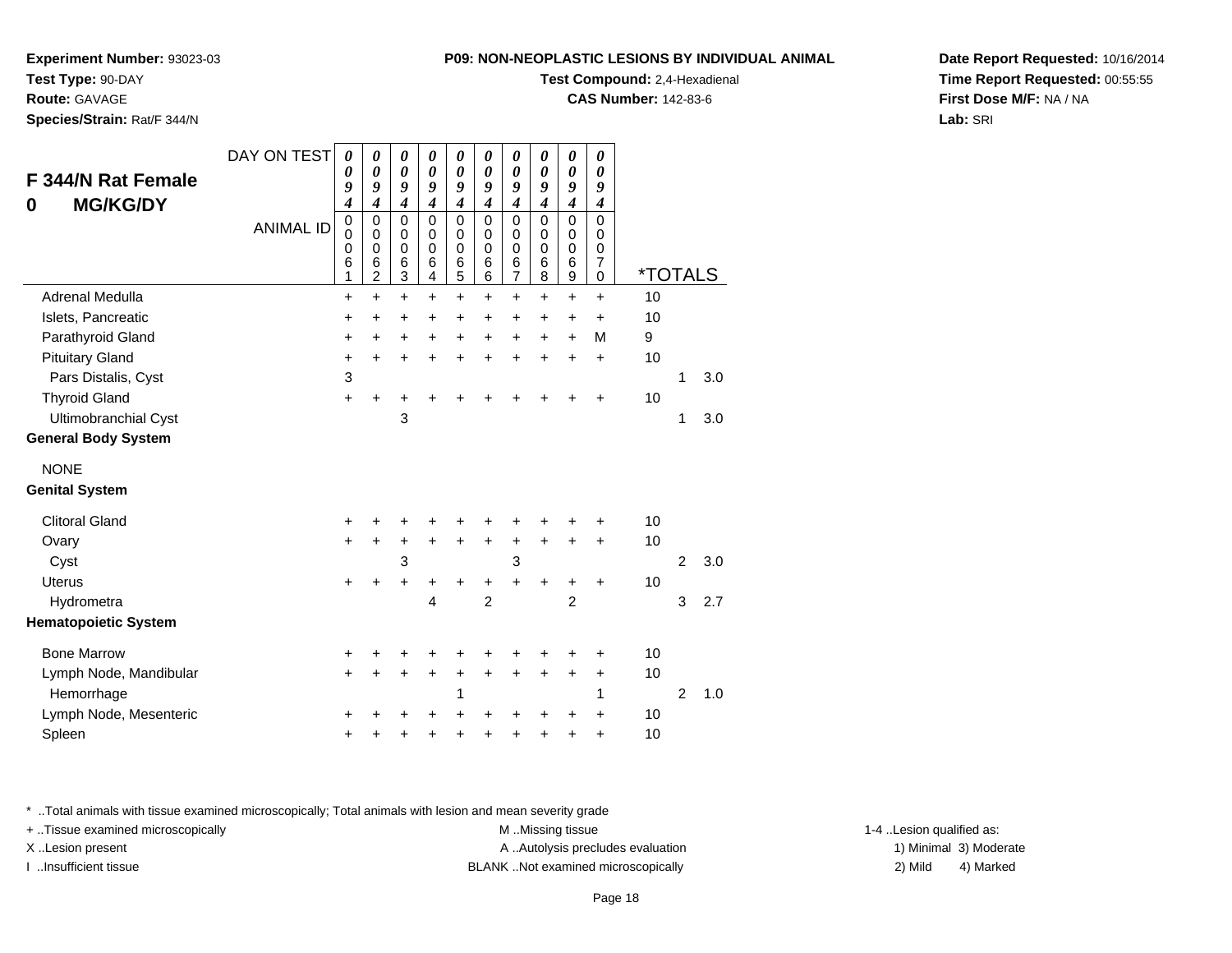**Experiment Number:** 93023-03
**Test Type:** 90-DAY
**Route:** GAVAGE
**Species/Strain:** Rat/F 344/N

**P09: NON-NEOPLASTIC LESIONS BY INDIVIDUAL ANIMAL**
**Test Compound:** 2,4-Hexadienal
**CAS Number:** 142-83-6

**Date Report Requested:** 10/16/2014
**Time Report Requested:** 00:55:55
**First Dose M/F:** NA / NA
**Lab:** SRI

## F 344/N Rat Female 0 MG/KG/DY

| DAY ON TEST | 0094 | 0094 | 0094 | 0094 | 0094 | 0094 | 0094 | 0094 | 0094 | 0094 | *TOTALS | | |
|---|---|---|---|---|---|---|---|---|---|---|---|---|---|
| ANIMAL ID | 00061 | 00062 | 00063 | 00064 | 00065 | 00066 | 00067 | 00068 | 00069 | 00070 | | | |
| Adrenal Medulla | + | + | + | + | + | + | + | + | + | + | 10 | | |
| Islets, Pancreatic | + | + | + | + | + | + | + | + | + | + | 10 | | |
| Parathyroid Gland | + | + | + | + | + | + | + | + | + | M | 9 | | |
| Pituitary Gland | + | + | + | + | + | + | + | + | + | + | 10 | | |
| Pars Distalis, Cyst | 3 | | | | | | | | | | | 1 | 3.0 |
| Thyroid Gland | + | + | + | + | + | + | + | + | + | + | 10 | | |
| Ultimobranchial Cyst | | | 3 | | | | | | | | | 1 | 3.0 |
| **General Body System** | | | | | | | | | | | | | |
| NONE | | | | | | | | | | | | | |
| **Genital System** | | | | | | | | | | | | | |
| Clitoral Gland | + | + | + | + | + | + | + | + | + | + | 10 | | |
| Ovary | + | + | + | + | + | + | + | + | + | + | 10 | | |
| Cyst | | | 3 | | | | 3 | | | | | 2 | 3.0 |
| Uterus | + | + | + | + | + | + | + | + | + | + | 10 | | |
| Hydrometra | | | | 4 | | 2 | | | 2 | | | 3 | 2.7 |
| **Hematopoietic System** | | | | | | | | | | | | | |
| Bone Marrow | + | + | + | + | + | + | + | + | + | + | 10 | | |
| Lymph Node, Mandibular | + | + | + | + | + | + | + | + | + | + | 10 | | |
| Hemorrhage | | | | | 1 | | | | | 1 | | 2 | 1.0 |
| Lymph Node, Mesenteric | + | + | + | + | + | + | + | + | + | + | 10 | | |
| Spleen | + | + | + | + | + | + | + | + | + | + | 10 | | |

\* ..Total animals with tissue examined microscopically; Total animals with lesion and mean severity grade
+ ..Tissue examined microscopically
X ..Lesion present
I ..Insufficient tissue
M ..Missing tissue
A ..Autolysis precludes evaluation
BLANK ..Not examined microscopically
1-4 ..Lesion qualified as: 1) Minimal 2) Mild 3) Moderate 4) Marked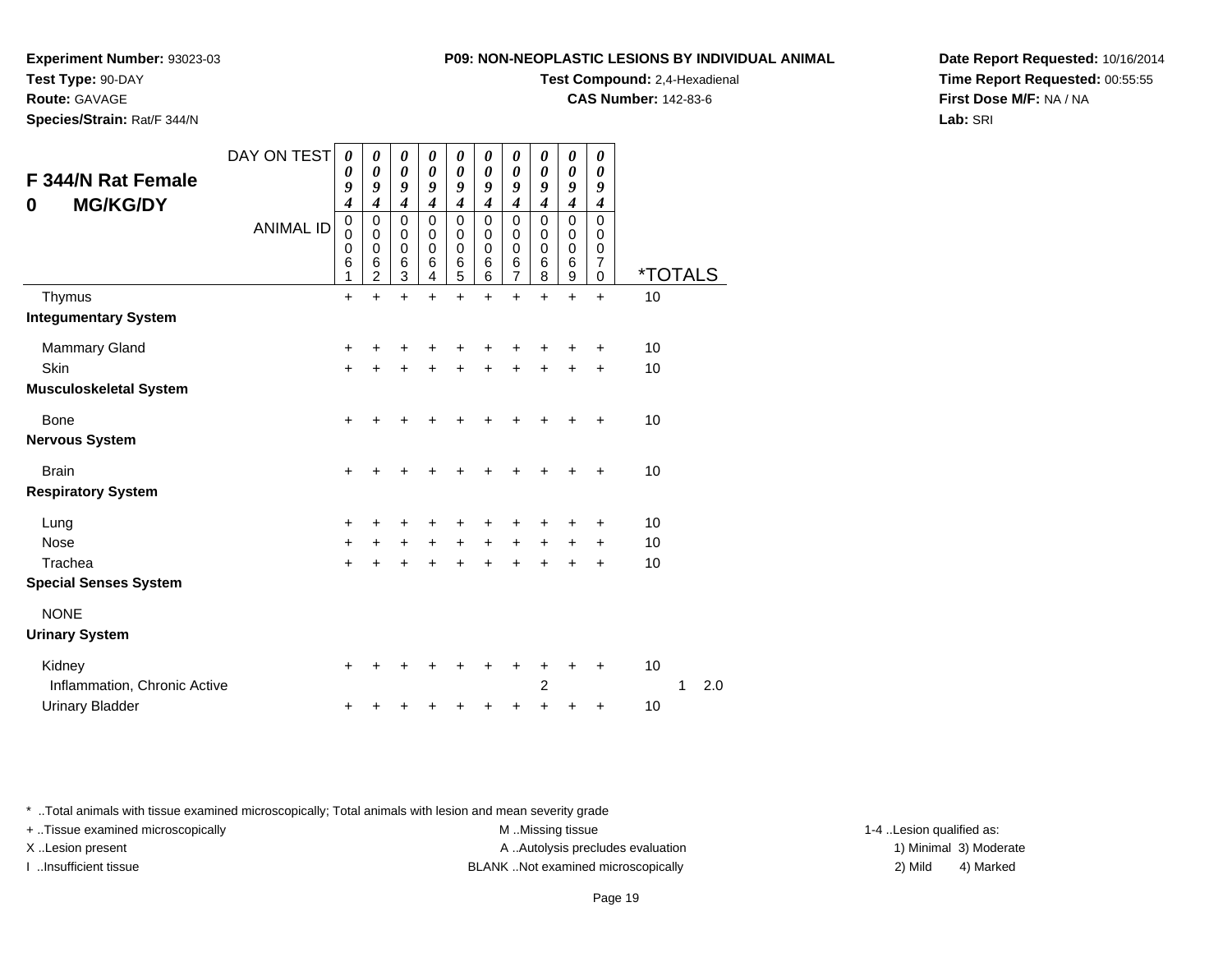**Experiment Number:** 93023-03
**Test Type:** 90-DAY
**Route:** GAVAGE
**Species/Strain:** Rat/F 344/N

**P09: NON-NEOPLASTIC LESIONS BY INDIVIDUAL ANIMAL**
**Test Compound:** 2,4-Hexadienal
**CAS Number:** 142-83-6

**Date Report Requested:** 10/16/2014
**Time Report Requested:** 00:55:55
**First Dose M/F:** NA / NA
**Lab:** SRI

## F 344/N Rat Female
## 0 MG/KG/DY

| DAY ON TEST | 0094 | 0094 | 0094 | 0094 | 0094 | 0094 | 0094 | 0094 | 0094 | 0094 | | |
|---|---|---|---|---|---|---|---|---|---|---|---|---|
| ANIMAL ID | 00061 | 00062 | 00063 | 00064 | 00065 | 00066 | 00067 | 00068 | 00069 | 00070 | *TOTALS | |
| Thymus | + | + | + | + | + | + | + | + | + | + | 10 | |
| **Integumentary System** | | | | | | | | | | | | |
| Mammary Gland | + | + | + | + | + | + | + | + | + | + | 10 | |
| Skin | + | + | + | + | + | + | + | + | + | + | 10 | |
| **Musculoskeletal System** | | | | | | | | | | | | |
| Bone | + | + | + | + | + | + | + | + | + | + | 10 | |
| **Nervous System** | | | | | | | | | | | | |
| Brain | + | + | + | + | + | + | + | + | + | + | 10 | |
| **Respiratory System** | | | | | | | | | | | | |
| Lung | + | + | + | + | + | + | + | + | + | + | 10 | |
| Nose | + | + | + | + | + | + | + | + | + | + | 10 | |
| Trachea | + | + | + | + | + | + | + | + | + | + | 10 | |
| **Special Senses System** | | | | | | | | | | | | |
| NONE | | | | | | | | | | | | |
| **Urinary System** | | | | | | | | | | | | |
| Kidney | + | + | + | + | + | + | + | + | + | + | 10 | |
| Inflammation, Chronic Active | | | | | | | | 2 | | | 1 | 2.0 |
| Urinary Bladder | + | + | + | + | + | + | + | + | + | + | 10 | |

* ..Total animals with tissue examined microscopically; Total animals with lesion and mean severity grade
+ ..Tissue examined microscopically
X ..Lesion present
I ..Insufficient tissue
M ..Missing tissue
A ..Autolysis precludes evaluation
BLANK ..Not examined microscopically
1-4 ..Lesion qualified as:
1) Minimal 3) Moderate
2) Mild 4) Marked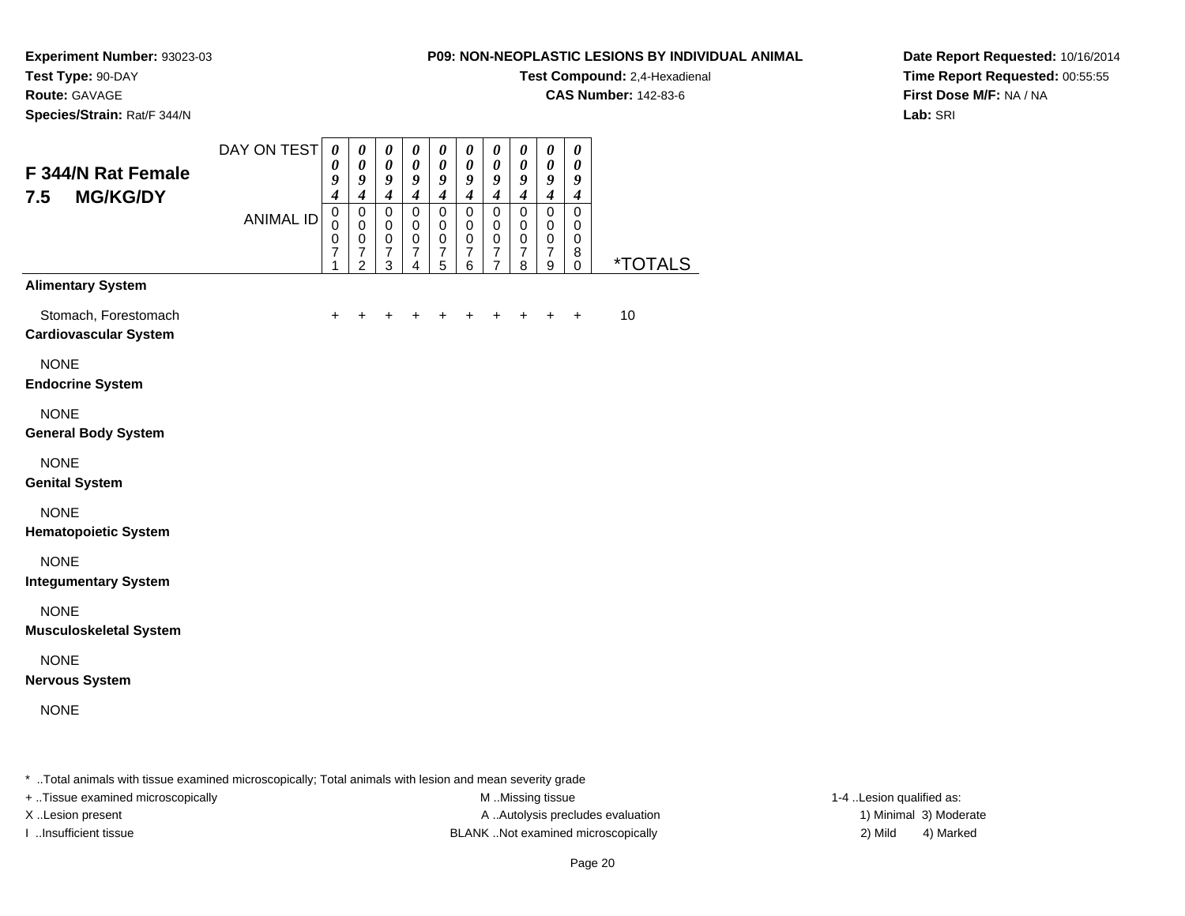**Experiment Number:** 93023-03
**Test Type:** 90-DAY
**Route:** GAVAGE
**Species/Strain:** Rat/F 344/N

**P09: NON-NEOPLASTIC LESIONS BY INDIVIDUAL ANIMAL**
**Test Compound:** 2,4-Hexadienal
**CAS Number:** 142-83-6

**Date Report Requested:** 10/16/2014
**Time Report Requested:** 00:55:55
**First Dose M/F:** NA / NA
**Lab:** SRI

## F 344/N Rat Female 7.5 MG/KG/DY

| DAY ON TEST | 0094 | 0094 | 0094 | 0094 | 0094 | 0094 | 0094 | 0094 | 0094 | 0094 | |
|---|---|---|---|---|---|---|---|---|---|---|---|
| ANIMAL ID | 00071 | 00072 | 00073 | 00074 | 00075 | 00076 | 00077 | 00078 | 00079 | 00080 | *TOTALS |
| **Alimentary System** | | | | | | | | | | | |
| Stomach, Forestomach | + | + | + | + | + | + | + | + | + | + | 10 |
| **Cardiovascular System** | | | | | | | | | | | |
| NONE | | | | | | | | | | | |
| **Endocrine System** | | | | | | | | | | | |
| NONE | | | | | | | | | | | |
| **General Body System** | | | | | | | | | | | |
| NONE | | | | | | | | | | | |
| **Genital System** | | | | | | | | | | | |
| NONE | | | | | | | | | | | |
| **Hematopoietic System** | | | | | | | | | | | |
| NONE | | | | | | | | | | | |
| **Integumentary System** | | | | | | | | | | | |
| NONE | | | | | | | | | | | |
| **Musculoskeletal System** | | | | | | | | | | | |
| NONE | | | | | | | | | | | |
| **Nervous System** | | | | | | | | | | | |
| NONE | | | | | | | | | | | |

* ..Total animals with tissue examined microscopically; Total animals with lesion and mean severity grade
+ ..Tissue examined microscopically
X ..Lesion present
I ..Insufficient tissue
M ..Missing tissue
A ..Autolysis precludes evaluation
BLANK ..Not examined microscopically
1-4 ..Lesion qualified as:
1) Minimal 3) Moderate
2) Mild 4) Marked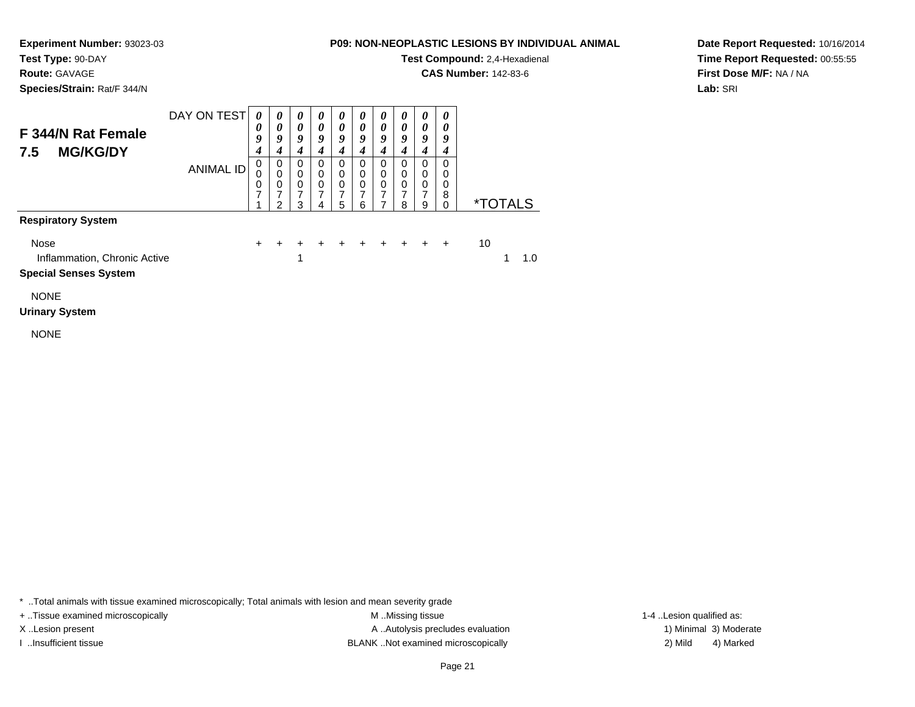**Experiment Number:** 93023-03
**Test Type:** 90-DAY
**Route:** GAVAGE
**Species/Strain:** Rat/F 344/N

**P09: NON-NEOPLASTIC LESIONS BY INDIVIDUAL ANIMAL**
**Test Compound:** 2,4-Hexadienal
**CAS Number:** 142-83-6

**Date Report Requested:** 10/16/2014
**Time Report Requested:** 00:55:55
**First Dose M/F:** NA / NA
**Lab:** SRI

## F 344/N Rat Female 7.5 MG/KG/DY

| DAY ON TEST | 0094 | 0094 | 0094 | 0094 | 0094 | 0094 | 0094 | 0094 | 0094 | 0094 | *TOTALS | | |
|---|---|---|---|---|---|---|---|---|---|---|---|---|---|
| ANIMAL ID | 00071 | 00072 | 00073 | 00074 | 00075 | 00076 | 00077 | 00078 | 00079 | 00080 | | | |
| **Respiratory System** | | | | | | | | | | | | | |
| Nose | + | + | + | + | + | + | + | + | + | + | 10 | | |
| Inflammation, Chronic Active | | | 1 | | | | | | | | | 1 | 1.0 |
| **Special Senses System** | | | | | | | | | | | | | |
| NONE | | | | | | | | | | | | | |
| **Urinary System** | | | | | | | | | | | | | |
| NONE | | | | | | | | | | | | | |

* ..Total animals with tissue examined microscopically; Total animals with lesion and mean severity grade

+ ..Tissue examined microscopically
X ..Lesion present
I ..Insufficient tissue

M ..Missing tissue
A ..Autolysis precludes evaluation
BLANK ..Not examined microscopically

1-4 ..Lesion qualified as:
1) Minimal 3) Moderate
2) Mild 4) Marked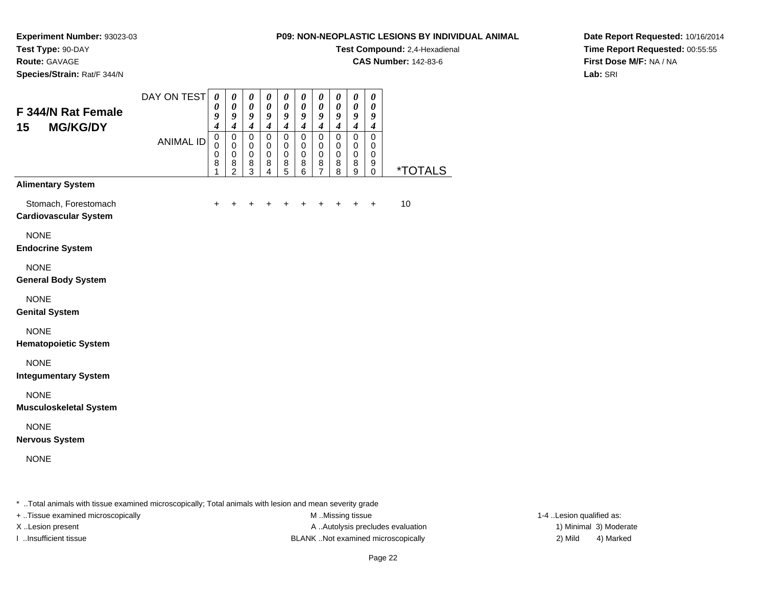**Experiment Number:** 93023-03
**Test Type:** 90-DAY
**Route:** GAVAGE
**Species/Strain:** Rat/F 344/N

**P09: NON-NEOPLASTIC LESIONS BY INDIVIDUAL ANIMAL**
**Test Compound:** 2,4-Hexadienal
**CAS Number:** 142-83-6

**Date Report Requested:** 10/16/2014
**Time Report Requested:** 00:55:55
**First Dose M/F:** NA / NA
**Lab:** SRI

## F 344/N Rat Female 15 MG/KG/DY

| DAY ON TEST | 0094 | 0094 | 0094 | 0094 | 0094 | 0094 | 0094 | 0094 | 0094 | 0094 | |
|---|---|---|---|---|---|---|---|---|---|---|---|
| ANIMAL ID | 00081 | 00082 | 00083 | 00084 | 00085 | 00086 | 00087 | 00088 | 00089 | 00090 | *TOTALS |
| **Alimentary System** | | | | | | | | | | | |
| Stomach, Forestomach | + | + | + | + | + | + | + | + | + | + | 10 |
| **Cardiovascular System** | | | | | | | | | | | |
| NONE | | | | | | | | | | | |
| **Endocrine System** | | | | | | | | | | | |
| NONE | | | | | | | | | | | |
| **General Body System** | | | | | | | | | | | |
| NONE | | | | | | | | | | | |
| **Genital System** | | | | | | | | | | | |
| NONE | | | | | | | | | | | |
| **Hematopoietic System** | | | | | | | | | | | |
| NONE | | | | | | | | | | | |
| **Integumentary System** | | | | | | | | | | | |
| NONE | | | | | | | | | | | |
| **Musculoskeletal System** | | | | | | | | | | | |
| NONE | | | | | | | | | | | |
| **Nervous System** | | | | | | | | | | | |
| NONE | | | | | | | | | | | |

* ..Total animals with tissue examined microscopically; Total animals with lesion and mean severity grade
+ ..Tissue examined microscopically
X ..Lesion present
I ..Insufficient tissue
M ..Missing tissue
A ..Autolysis precludes evaluation
BLANK ..Not examined microscopically
1-4 ..Lesion qualified as:
1) Minimal 3) Moderate
2) Mild 4) Marked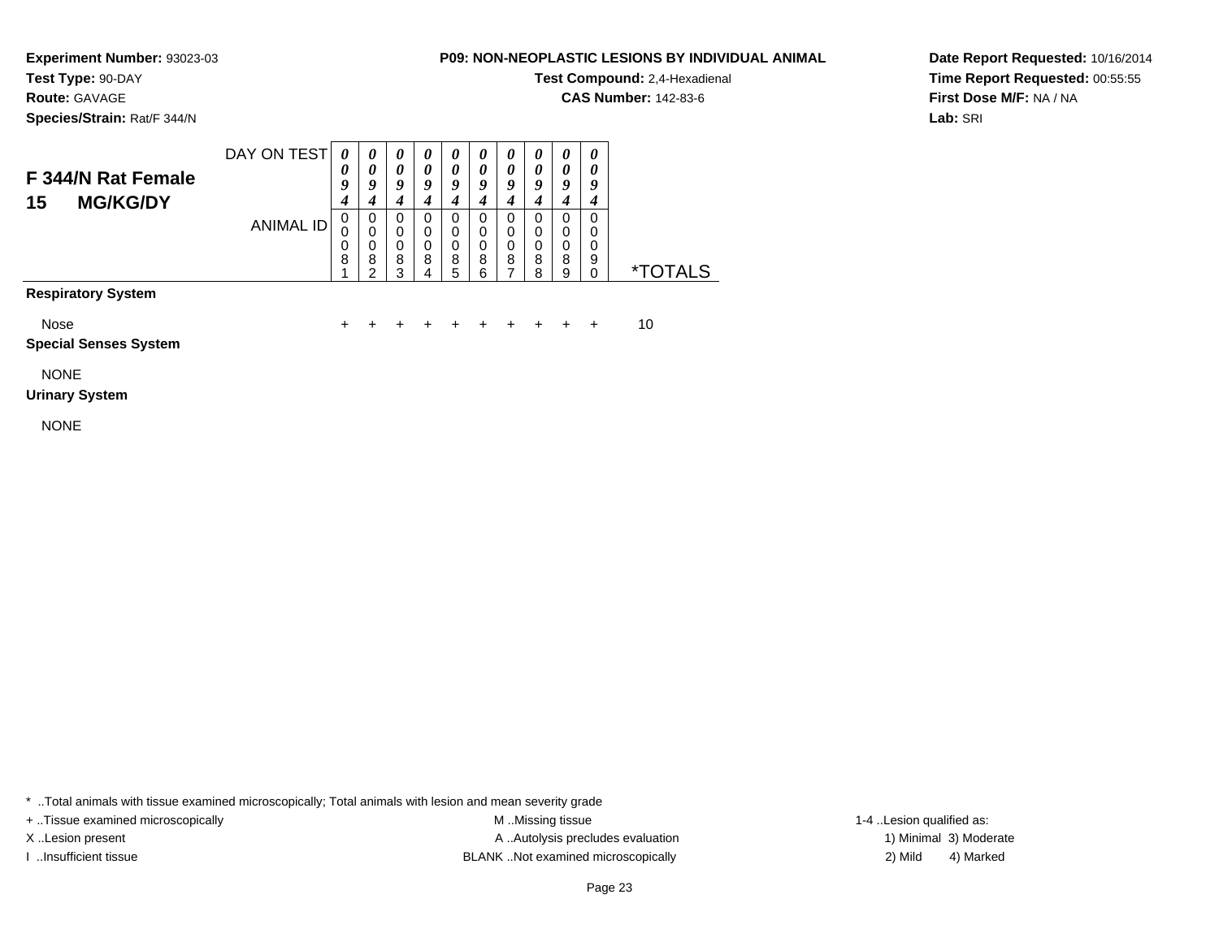**Experiment Number:** 93023-03
**Test Type:** 90-DAY
**Route:** GAVAGE
**Species/Strain:** Rat/F 344/N

**P09: NON-NEOPLASTIC LESIONS BY INDIVIDUAL ANIMAL**
**Test Compound:** 2,4-Hexadienal
**CAS Number:** 142-83-6

**Date Report Requested:** 10/16/2014
**Time Report Requested:** 00:55:55
**First Dose M/F:** NA / NA
**Lab:** SRI

## F 344/N Rat Female 15 MG/KG/DY

| DAY ON TEST | 0094 | 0094 | 0094 | 0094 | 0094 | 0094 | 0094 | 0094 | 0094 | 0094 | |
|---|---|---|---|---|---|---|---|---|---|---|---|
| ANIMAL ID | 00081 | 00082 | 00083 | 00084 | 00085 | 00086 | 00087 | 00088 | 00089 | 00090 | *TOTALS |
| **Respiratory System** | | | | | | | | | | | |
| Nose | + | + | + | + | + | + | + | + | + | + | 10 |
| **Special Senses System** | | | | | | | | | | | |
| NONE | | | | | | | | | | | |
| **Urinary System** | | | | | | | | | | | |
| NONE | | | | | | | | | | | |

* ..Total animals with tissue examined microscopically; Total animals with lesion and mean severity grade

+ ..Tissue examined microscopically
X ..Lesion present
I ..Insufficient tissue

M ..Missing tissue
A ..Autolysis precludes evaluation
BLANK ..Not examined microscopically

1-4 ..Lesion qualified as:
1) Minimal 3) Moderate
2) Mild 4) Marked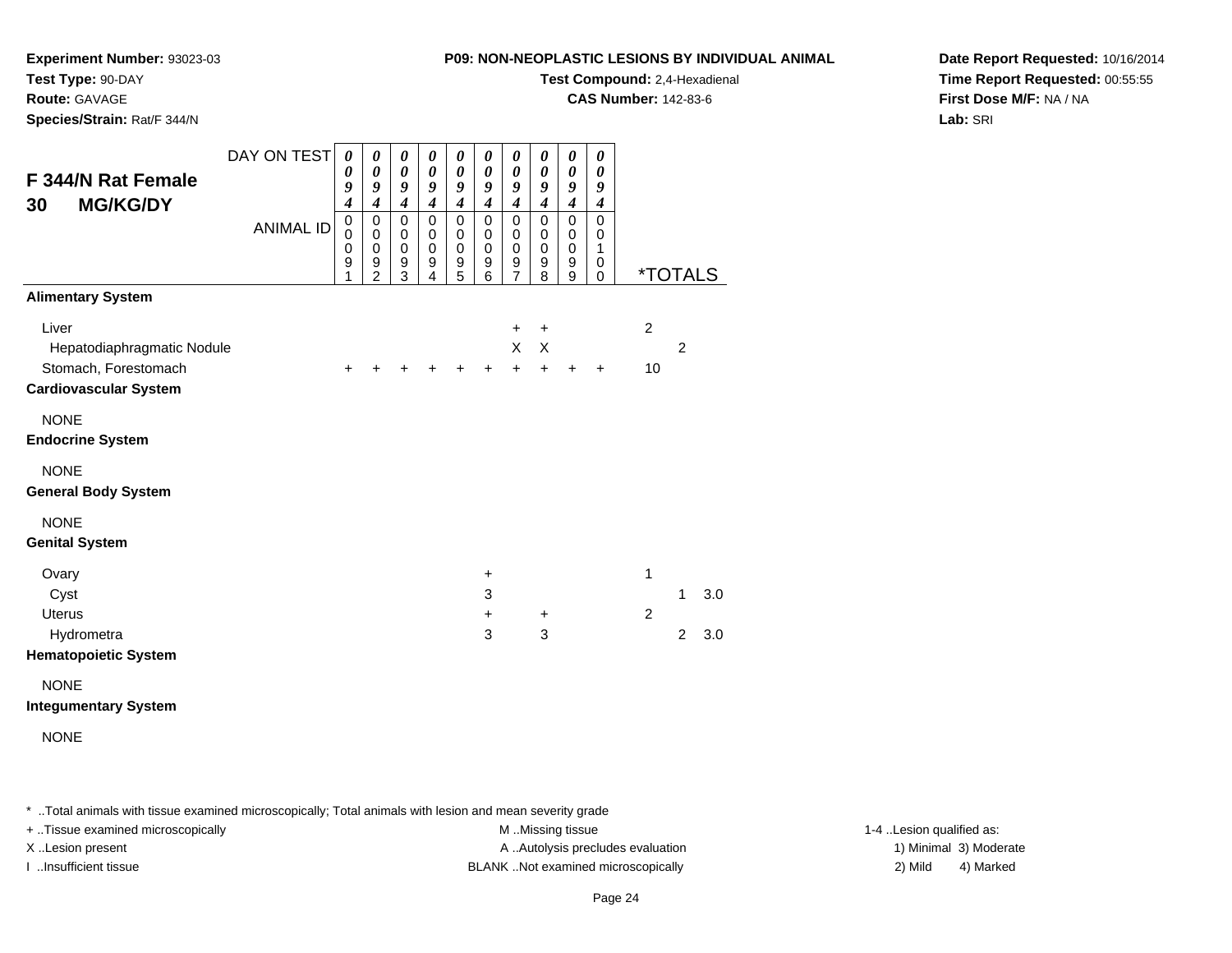**Experiment Number:** 93023-03
**Test Type:** 90-DAY
**Route:** GAVAGE
**Species/Strain:** Rat/F 344/N

**P09: NON-NEOPLASTIC LESIONS BY INDIVIDUAL ANIMAL**
**Test Compound:** 2,4-Hexadienal
**CAS Number:** 142-83-6

**Date Report Requested:** 10/16/2014
**Time Report Requested:** 00:55:55
**First Dose M/F:** NA / NA
**Lab:** SRI

## F 344/N Rat Female 30 MG/KG/DY

| DAY ON TEST | 0094 | 0094 | 0094 | 0094 | 0094 | 0094 | 0094 | 0094 | 0094 | 0094 | | | |
|---|---|---|---|---|---|---|---|---|---|---|---|---|---|
| ANIMAL ID | 00091 | 00092 | 00093 | 00094 | 00095 | 00096 | 00097 | 00098 | 00099 | 00100 | *TOTALS | | |
| **Alimentary System** | | | | | | | | | | | | | |
| Liver | | | | | | | + | + | | | 2 | | |
| Hepatodiaphragmatic Nodule | | | | | | | X | X | | | | 2 | |
| Stomach, Forestomach | + | + | + | + | + | + | + | + | + | + | 10 | | |
| **Cardiovascular System** | | | | | | | | | | | | | |
| NONE | | | | | | | | | | | | | |
| **Endocrine System** | | | | | | | | | | | | | |
| NONE | | | | | | | | | | | | | |
| **General Body System** | | | | | | | | | | | | | |
| NONE | | | | | | | | | | | | | |
| **Genital System** | | | | | | | | | | | | | |
| Ovary | | | | | | + | | | | | 1 | | |
| Cyst | | | | | | 3 | | | | | | 1 | 3.0 |
| Uterus | | | | | | + | | + | | | 2 | | |
| Hydrometra | | | | | | 3 | | 3 | | | | 2 | 3.0 |
| **Hematopoietic System** | | | | | | | | | | | | | |
| NONE | | | | | | | | | | | | | |
| **Integumentary System** | | | | | | | | | | | | | |
| NONE | | | | | | | | | | | | | |

* ..Total animals with tissue examined microscopically; Total animals with lesion and mean severity grade
+ ..Tissue examined microscopically
X ..Lesion present
I ..Insufficient tissue

M ..Missing tissue
A ..Autolysis precludes evaluation
BLANK ..Not examined microscopically

1-4 ..Lesion qualified as:
1) Minimal 3) Moderate
2) Mild 4) Marked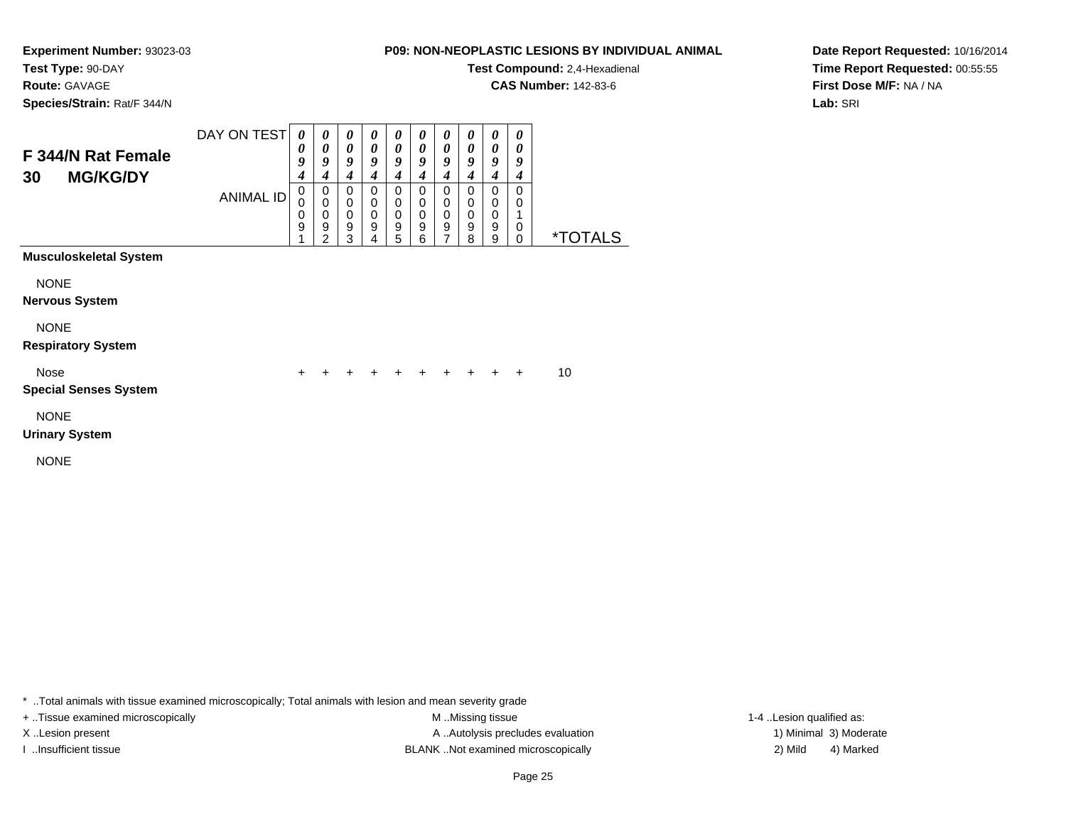**Experiment Number:** 93023-03
**Test Type:** 90-DAY
**Route:** GAVAGE
**Species/Strain:** Rat/F 344/N

**P09: NON-NEOPLASTIC LESIONS BY INDIVIDUAL ANIMAL**
**Test Compound:** 2,4-Hexadienal
**CAS Number:** 142-83-6

**Date Report Requested:** 10/16/2014
**Time Report Requested:** 00:55:55
**First Dose M/F:** NA / NA
**Lab:** SRI

## F 344/N Rat Female 30 MG/KG/DY

| DAY ON TEST | 0094 | 0094 | 0094 | 0094 | 0094 | 0094 | 0094 | 0094 | 0094 | 0094 | |
|---|---|---|---|---|---|---|---|---|---|---|---|
| ANIMAL ID | 00091 | 00092 | 00093 | 00094 | 00095 | 00096 | 00097 | 00098 | 00099 | 00100 | *TOTALS |
| **Musculoskeletal System** | | | | | | | | | | | |
| NONE | | | | | | | | | | | |
| **Nervous System** | | | | | | | | | | | |
| NONE | | | | | | | | | | | |
| **Respiratory System** | | | | | | | | | | | |
| Nose | + | + | + | + | + | + | + | + | + | + | 10 |
| **Special Senses System** | | | | | | | | | | | |
| NONE | | | | | | | | | | | |
| **Urinary System** | | | | | | | | | | | |
| NONE | | | | | | | | | | | |

* ..Total animals with tissue examined microscopically; Total animals with lesion and mean severity grade
+ ..Tissue examined microscopically
X ..Lesion present
I ..Insufficient tissue
M ..Missing tissue
A ..Autolysis precludes evaluation
BLANK ..Not examined microscopically
1-4 ..Lesion qualified as:
1) Minimal 3) Moderate
2) Mild 4) Marked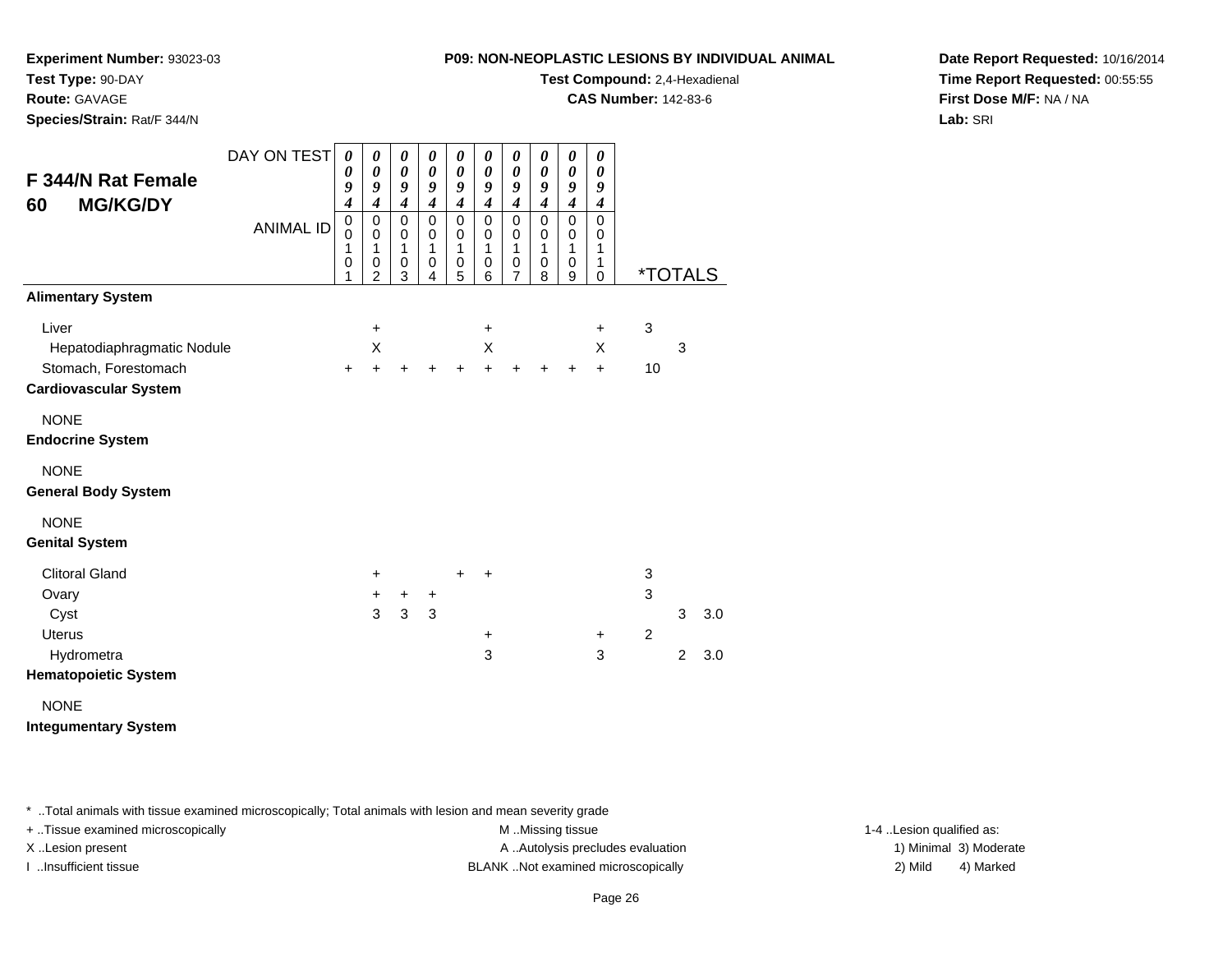**Experiment Number:** 93023-03
**Test Type:** 90-DAY
**Route:** GAVAGE
**Species/Strain:** Rat/F 344/N

**P09: NON-NEOPLASTIC LESIONS BY INDIVIDUAL ANIMAL**
**Test Compound:** 2,4-Hexadienal
**CAS Number:** 142-83-6

**Date Report Requested:** 10/16/2014
**Time Report Requested:** 00:55:55
**First Dose M/F:** NA / NA
**Lab:** SRI

## F 344/N Rat Female 60 MG/KG/DY

| DAY ON TEST | 0094 | 0094 | 0094 | 0094 | 0094 | 0094 | 0094 | 0094 | 0094 | 0094 | | | |
|---|---|---|---|---|---|---|---|---|---|---|---|---|---|
| ANIMAL ID | 00101 | 00102 | 00103 | 00104 | 00105 | 00106 | 00107 | 00108 | 00109 | 00110 | *TOTALS | | |
| **Alimentary System** | | | | | | | | | | | | | |
| Liver | | + | | | | + | | | | + | 3 | | |
| Hepatodiaphragmatic Nodule | | X | | | | X | | | | X | | 3 | |
| Stomach, Forestomach | + | + | + | + | + | + | + | + | + | + | 10 | | |
| **Cardiovascular System** | | | | | | | | | | | | | |
| NONE | | | | | | | | | | | | | |
| **Endocrine System** | | | | | | | | | | | | | |
| NONE | | | | | | | | | | | | | |
| **General Body System** | | | | | | | | | | | | | |
| NONE | | | | | | | | | | | | | |
| **Genital System** | | | | | | | | | | | | | |
| Clitoral Gland | | + | | | + | + | | | | | 3 | | |
| Ovary | | + | + | + | | | | | | | 3 | | |
| Cyst | | 3 | 3 | 3 | | | | | | | | 3 | 3.0 |
| Uterus | | | | | | + | | | | + | 2 | | |
| Hydrometra | | | | | | 3 | | | | 3 | | 2 | 3.0 |
| **Hematopoietic System** | | | | | | | | | | | | | |
| NONE | | | | | | | | | | | | | |
| **Integumentary System** | | | | | | | | | | | | | |

* ..Total animals with tissue examined microscopically; Total animals with lesion and mean severity grade
+ ..Tissue examined microscopically
X ..Lesion present
I ..Insufficient tissue

M ..Missing tissue
A ..Autolysis precludes evaluation
BLANK ..Not examined microscopically

1-4 ..Lesion qualified as:
1) Minimal 3) Moderate
2) Mild 4) Marked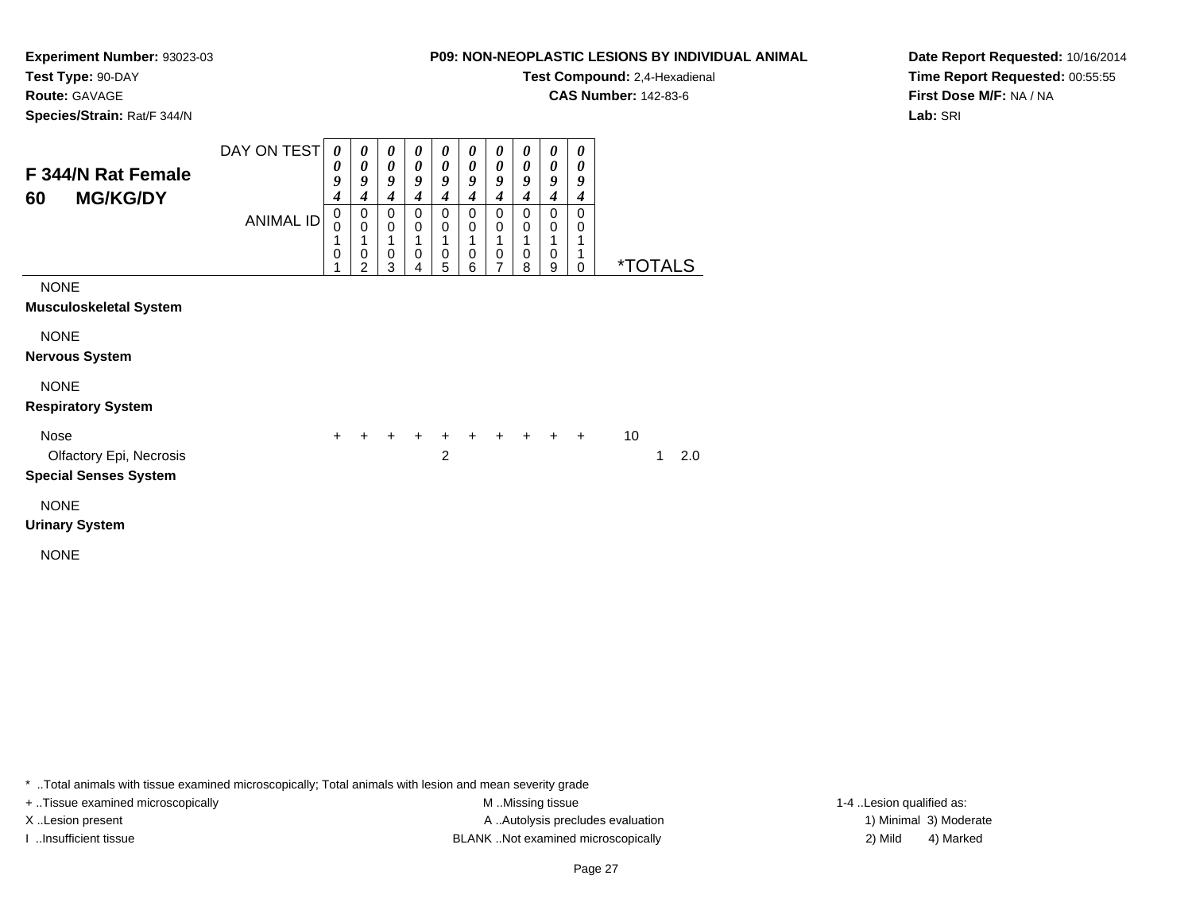**Experiment Number:** 93023-03
**Test Type:** 90-DAY
**Route:** GAVAGE
**Species/Strain:** Rat/F 344/N

**P09: NON-NEOPLASTIC LESIONS BY INDIVIDUAL ANIMAL**
**Test Compound:** 2,4-Hexadienal
**CAS Number:** 142-83-6

**Date Report Requested:** 10/16/2014
**Time Report Requested:** 00:55:55
**First Dose M/F:** NA / NA
**Lab:** SRI

## F 344/N Rat Female 60 MG/KG/DY

| DAY ON TEST | 0094 | 0094 | 0094 | 0094 | 0094 | 0094 | 0094 | 0094 | 0094 | 0094 | | | |
|---|---|---|---|---|---|---|---|---|---|---|---|---|---|
| ANIMAL ID | 00101 | 00102 | 00103 | 00104 | 00105 | 00106 | 00107 | 00108 | 00109 | 00110 | *TOTALS | | |
| NONE | | | | | | | | | | | | | |
| **Musculoskeletal System** | | | | | | | | | | | | | |
| NONE | | | | | | | | | | | | | |
| **Nervous System** | | | | | | | | | | | | | |
| NONE | | | | | | | | | | | | | |
| **Respiratory System** | | | | | | | | | | | | | |
| Nose | + | + | + | + | + | + | + | + | + | + | 10 | | |
| Olfactory Epi, Necrosis | | | | | 2 | | | | | | | 1 | 2.0 |
| **Special Senses System** | | | | | | | | | | | | | |
| NONE | | | | | | | | | | | | | |
| **Urinary System** | | | | | | | | | | | | | |
| NONE | | | | | | | | | | | | | |

* ..Total animals with tissue examined microscopically; Total animals with lesion and mean severity grade
+ ..Tissue examined microscopically
X ..Lesion present
I ..Insufficient tissue

M ..Missing tissue
A ..Autolysis precludes evaluation
BLANK ..Not examined microscopically

1-4 ..Lesion qualified as:
1) Minimal 3) Moderate
2) Mild 4) Marked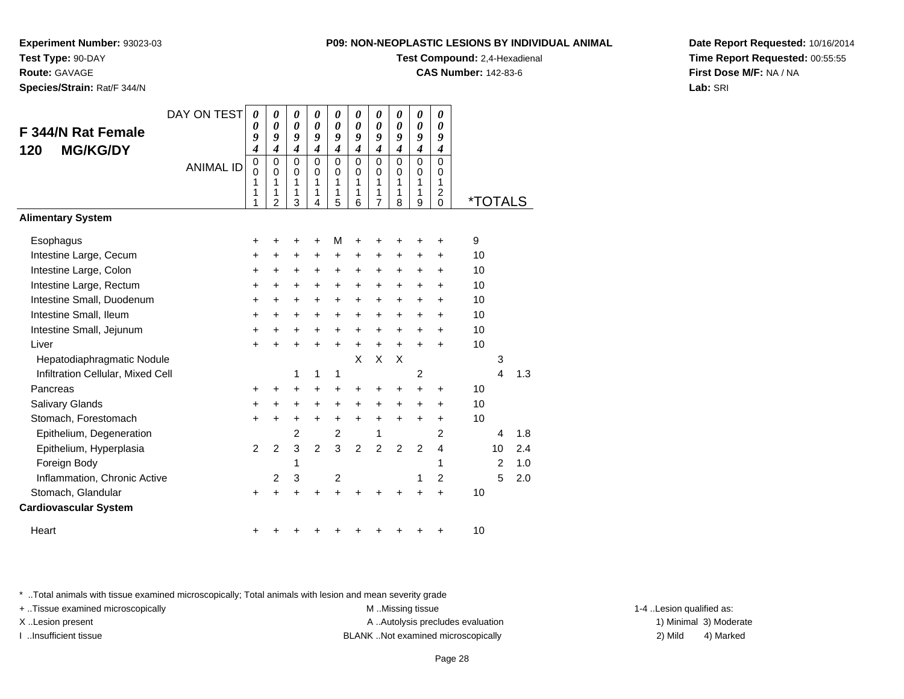**Experiment Number:** 93023-03
**Test Type:** 90-DAY
**Route:** GAVAGE
**Species/Strain:** Rat/F 344/N

**P09: NON-NEOPLASTIC LESIONS BY INDIVIDUAL ANIMAL**
**Test Compound:** 2,4-Hexadienal
**CAS Number:** 142-83-6

**Date Report Requested:** 10/16/2014
**Time Report Requested:** 00:55:55
**First Dose M/F:** NA / NA
**Lab:** SRI

## F 344/N Rat Female 120 MG/KG/DY

| DAY ON TEST | 0094 | 0094 | 0094 | 0094 | 0094 | 0094 | 0094 | 0094 | 0094 | 0094 | | |
|---|---|---|---|---|---|---|---|---|---|---|---|---|
| ANIMAL ID | 00111 | 00112 | 00113 | 00114 | 00115 | 00116 | 00117 | 00118 | 00119 | 00120 | *TOTALS | |
| **Alimentary System** | | | | | | | | | | | | |
| Esophagus | + | + | + | + | M | + | + | + | + | + | 9 | |
| Intestine Large, Cecum | + | + | + | + | + | + | + | + | + | + | 10 | |
| Intestine Large, Colon | + | + | + | + | + | + | + | + | + | + | 10 | |
| Intestine Large, Rectum | + | + | + | + | + | + | + | + | + | + | 10 | |
| Intestine Small, Duodenum | + | + | + | + | + | + | + | + | + | + | 10 | |
| Intestine Small, Ileum | + | + | + | + | + | + | + | + | + | + | 10 | |
| Intestine Small, Jejunum | + | + | + | + | + | + | + | + | + | + | 10 | |
| Liver | + | + | + | + | + | + | + | + | + | + | 10 | |
| Hepatodiaphragmatic Nodule | | | | | | X | X | X | | | 3 | |
| Infiltration Cellular, Mixed Cell | | | 1 | 1 | 1 | | | | 2 | | 4 | 1.3 |
| Pancreas | + | + | + | + | + | + | + | + | + | + | 10 | |
| Salivary Glands | + | + | + | + | + | + | + | + | + | + | 10 | |
| Stomach, Forestomach | + | + | + | + | + | + | + | + | + | + | 10 | |
| Epithelium, Degeneration | | | 2 | | 2 | | 1 | | | 2 | 4 | 1.8 |
| Epithelium, Hyperplasia | 2 | 2 | 3 | 2 | 3 | 2 | 2 | 2 | 2 | 4 | 10 | 2.4 |
| Foreign Body | | | 1 | | | | | | | 1 | 2 | 1.0 |
| Inflammation, Chronic Active | | 2 | 3 | | 2 | | | | 1 | 2 | 5 | 2.0 |
| Stomach, Glandular | + | + | + | + | + | + | + | + | + | + | 10 | |
| **Cardiovascular System** | | | | | | | | | | | | |
| Heart | + | + | + | + | + | + | + | + | + | + | 10 | |

\* ..Total animals with tissue examined microscopically; Total animals with lesion and mean severity grade
+ ..Tissue examined microscopically
X ..Lesion present
I ..Insufficient tissue
M ..Missing tissue
A ..Autolysis precludes evaluation
BLANK ..Not examined microscopically
1-4 ..Lesion qualified as: 1) Minimal 2) Mild 3) Moderate 4) Marked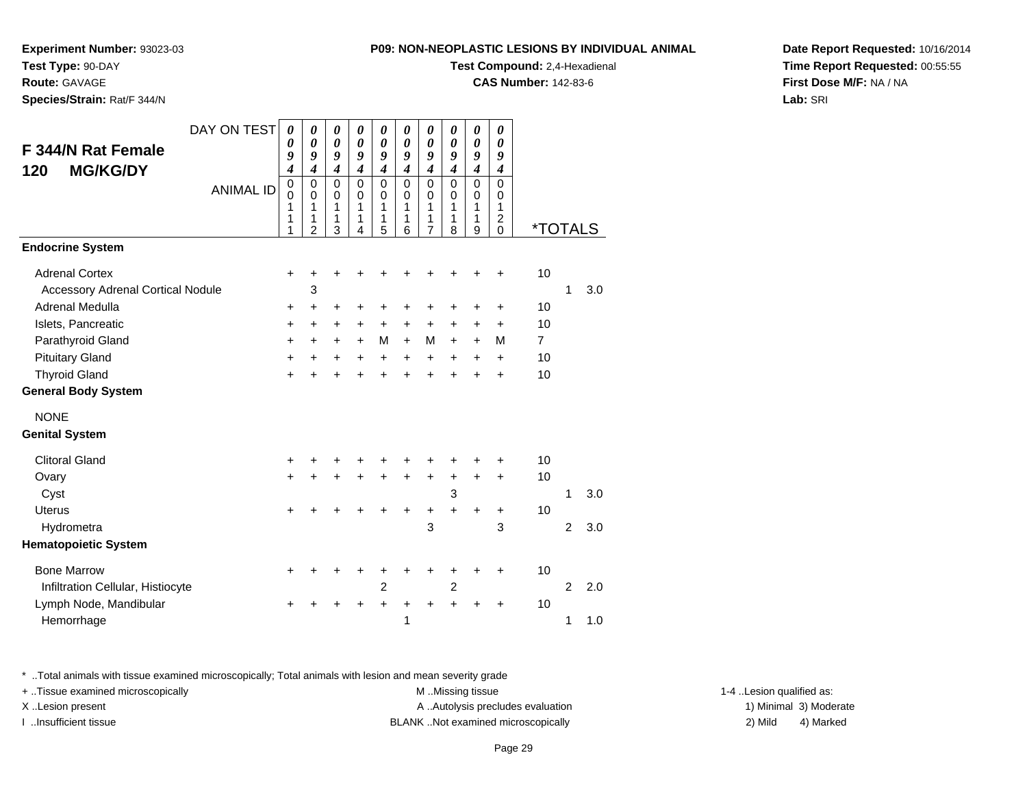**Experiment Number:** 93023-03
**Test Type:** 90-DAY
**Route:** GAVAGE
**Species/Strain:** Rat/F 344/N

**P09: NON-NEOPLASTIC LESIONS BY INDIVIDUAL ANIMAL**
**Test Compound:** 2,4-Hexadienal
**CAS Number:** 142-83-6

**Date Report Requested:** 10/16/2014
**Time Report Requested:** 00:55:55
**First Dose M/F:** NA / NA
**Lab:** SRI

## F 344/N Rat Female 120 MG/KG/DY

| DAY ON TEST | 0094 | 0094 | 0094 | 0094 | 0094 | 0094 | 0094 | 0094 | 0094 | 0094 | | | |
|---|---|---|---|---|---|---|---|---|---|---|---|---|---|
| ANIMAL ID | 00111 | 00112 | 00113 | 00114 | 00115 | 00116 | 00117 | 00118 | 00119 | 00120 | *TOTALS | | |
| **Endocrine System** | | | | | | | | | | | | | |
| Adrenal Cortex | + | + | + | + | + | + | + | + | + | + | 10 | | |
| Accessory Adrenal Cortical Nodule | | 3 | | | | | | | | | | 1 | 3.0 |
| Adrenal Medulla | + | + | + | + | + | + | + | + | + | + | 10 | | |
| Islets, Pancreatic | + | + | + | + | + | + | + | + | + | + | 10 | | |
| Parathyroid Gland | + | + | + | + | M | + | M | + | + | M | 7 | | |
| Pituitary Gland | + | + | + | + | + | + | + | + | + | + | 10 | | |
| Thyroid Gland | + | + | + | + | + | + | + | + | + | + | 10 | | |
| **General Body System** | | | | | | | | | | | | | |
| NONE | | | | | | | | | | | | | |
| **Genital System** | | | | | | | | | | | | | |
| Clitoral Gland | + | + | + | + | + | + | + | + | + | + | 10 | | |
| Ovary | + | + | + | + | + | + | + | + | + | + | 10 | | |
| Cyst | | | | | | | | 3 | | | | 1 | 3.0 |
| Uterus | + | + | + | + | + | + | + | + | + | + | 10 | | |
| Hydrometra | | | | | | | 3 | | | 3 | | 2 | 3.0 |
| **Hematopoietic System** | | | | | | | | | | | | | |
| Bone Marrow | + | + | + | + | + | + | + | + | + | + | 10 | | |
| Infiltration Cellular, Histiocyte | | | | | 2 | | | 2 | | | | 2 | 2.0 |
| Lymph Node, Mandibular | + | + | + | + | + | + | + | + | + | + | 10 | | |
| Hemorrhage | | | | | | 1 | | | | | | 1 | 1.0 |

* ..Total animals with tissue examined microscopically; Total animals with lesion and mean severity grade
+ ..Tissue examined microscopically
X ..Lesion present
I ..Insufficient tissue
M ..Missing tissue
A ..Autolysis precludes evaluation
BLANK ..Not examined microscopically
1-4 ..Lesion qualified as:
1) Minimal 3) Moderate
2) Mild 4) Marked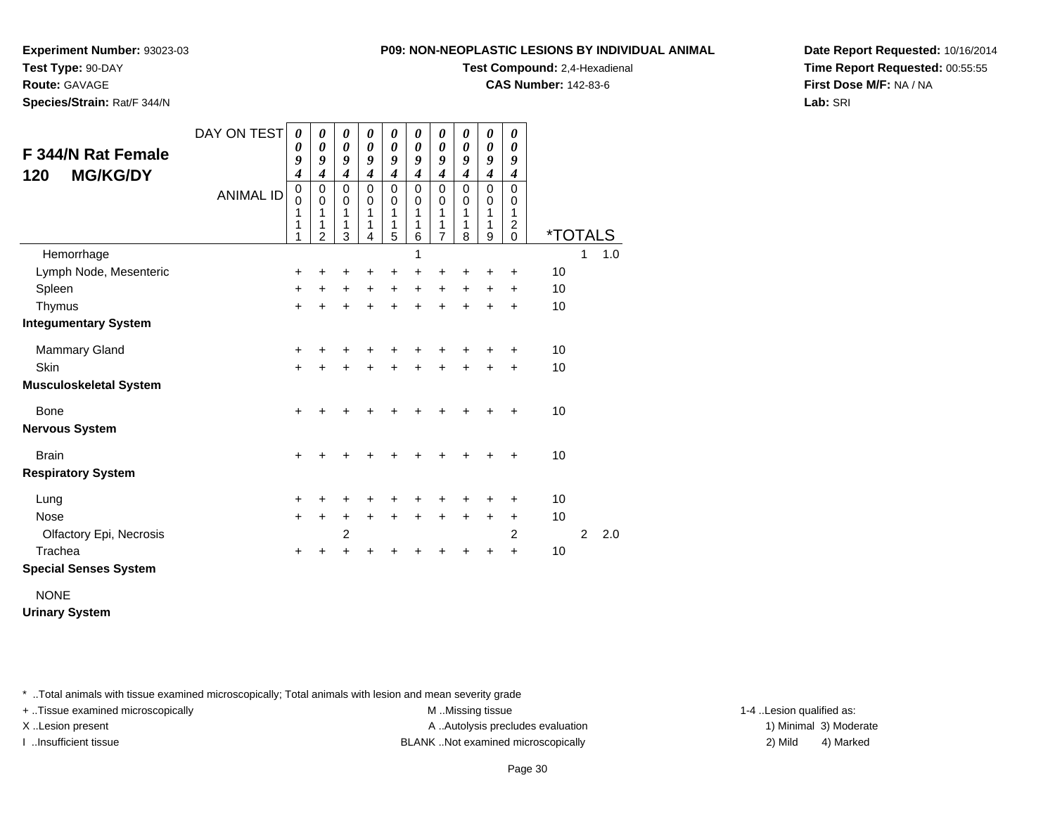**Experiment Number:** 93023-03
**Test Type:** 90-DAY
**Route:** GAVAGE
**Species/Strain:** Rat/F 344/N

**P09: NON-NEOPLASTIC LESIONS BY INDIVIDUAL ANIMAL**
**Test Compound:** 2,4-Hexadienal
**CAS Number:** 142-83-6

**Date Report Requested:** 10/16/2014
**Time Report Requested:** 00:55:55
**First Dose M/F:** NA / NA
**Lab:** SRI

## F 344/N Rat Female 120 MG/KG/DY

| DAY ON TEST | 0094 | 0094 | 0094 | 0094 | 0094 | 0094 | 0094 | 0094 | 0094 | 0094 | | | |
|---|---|---|---|---|---|---|---|---|---|---|---|---|---|
| ANIMAL ID | 00111 | 00112 | 00113 | 00114 | 00115 | 00116 | 00117 | 00118 | 00119 | 00120 | *TOTALS | | |
| Hemorrhage | | | | | | 1 | | | | | | 1 | 1.0 |
| Lymph Node, Mesenteric | + | + | + | + | + | + | + | + | + | + | 10 | | |
| Spleen | + | + | + | + | + | + | + | + | + | + | 10 | | |
| Thymus | + | + | + | + | + | + | + | + | + | + | 10 | | |
| **Integumentary System** | | | | | | | | | | | | | |
| Mammary Gland | + | + | + | + | + | + | + | + | + | + | 10 | | |
| Skin | + | + | + | + | + | + | + | + | + | + | 10 | | |
| **Musculoskeletal System** | | | | | | | | | | | | | |
| Bone | + | + | + | + | + | + | + | + | + | + | 10 | | |
| **Nervous System** | | | | | | | | | | | | | |
| Brain | + | + | + | + | + | + | + | + | + | + | 10 | | |
| **Respiratory System** | | | | | | | | | | | | | |
| Lung | + | + | + | + | + | + | + | + | + | + | 10 | | |
| Nose | + | + | + | + | + | + | + | + | + | + | 10 | | |
| Olfactory Epi, Necrosis | | | 2 | | | | | | | 2 | | 2 | 2.0 |
| Trachea | + | + | + | + | + | + | + | + | + | + | 10 | | |
| **Special Senses System** | | | | | | | | | | | | | |
| NONE | | | | | | | | | | | | | |
| **Urinary System** | | | | | | | | | | | | | |

\* ..Total animals with tissue examined microscopically; Total animals with lesion and mean severity grade
+ ..Tissue examined microscopically
X ..Lesion present
I ..Insufficient tissue
M ..Missing tissue
A ..Autolysis precludes evaluation
BLANK ..Not examined microscopically
1-4 ..Lesion qualified as: 1) Minimal 2) Mild 3) Moderate 4) Marked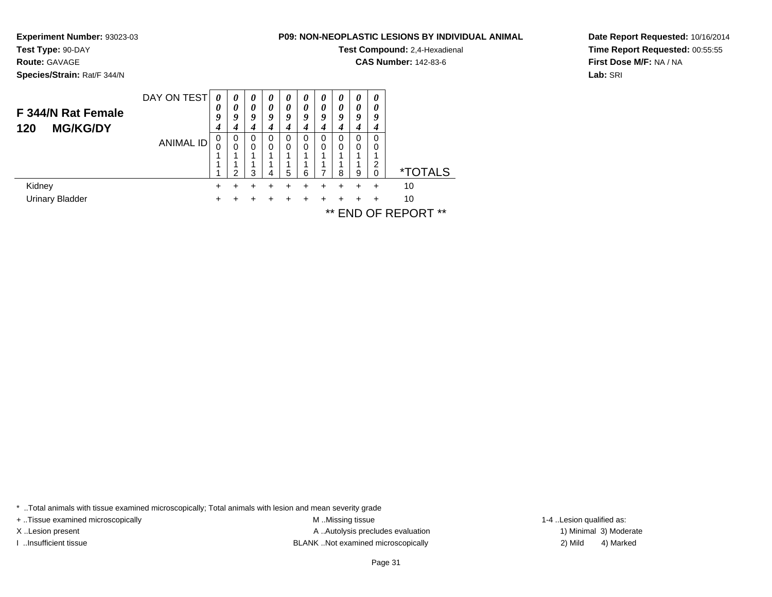**Experiment Number:** 93023-03
**Test Type:** 90-DAY
**Route:** GAVAGE
**Species/Strain:** Rat/F 344/N

**P09: NON-NEOPLASTIC LESIONS BY INDIVIDUAL ANIMAL**
**Test Compound:** 2,4-Hexadienal
**CAS Number:** 142-83-6

**Date Report Requested:** 10/16/2014
**Time Report Requested:** 00:55:55
**First Dose M/F:** NA / NA
**Lab:** SRI

## F 344/N Rat Female
## 120 MG/KG/DY

| | | | | | | | | | | | |
|---|---|---|---|---|---|---|---|---|---|---|---|
| DAY ON TEST | 0094 | 0094 | 0094 | 0094 | 0094 | 0094 | 0094 | 0094 | 0094 | 0094 | |
| ANIMAL ID | 00111 | 00112 | 00113 | 00114 | 00115 | 00116 | 00117 | 00118 | 00119 | 00120 | *TOTALS |
| Kidney | + | + | + | + | + | + | + | + | + | + | 10 |
| Urinary Bladder | + | + | + | + | + | + | + | + | + | + | 10 |

** END OF REPORT **

* ..Total animals with tissue examined microscopically; Total animals with lesion and mean severity grade
+ ..Tissue examined microscopically
X ..Lesion present
I ..Insufficient tissue
M ..Missing tissue
A ..Autolysis precludes evaluation
BLANK ..Not examined microscopically
1-4 ..Lesion qualified as:
1) Minimal 3) Moderate
2) Mild 4) Marked